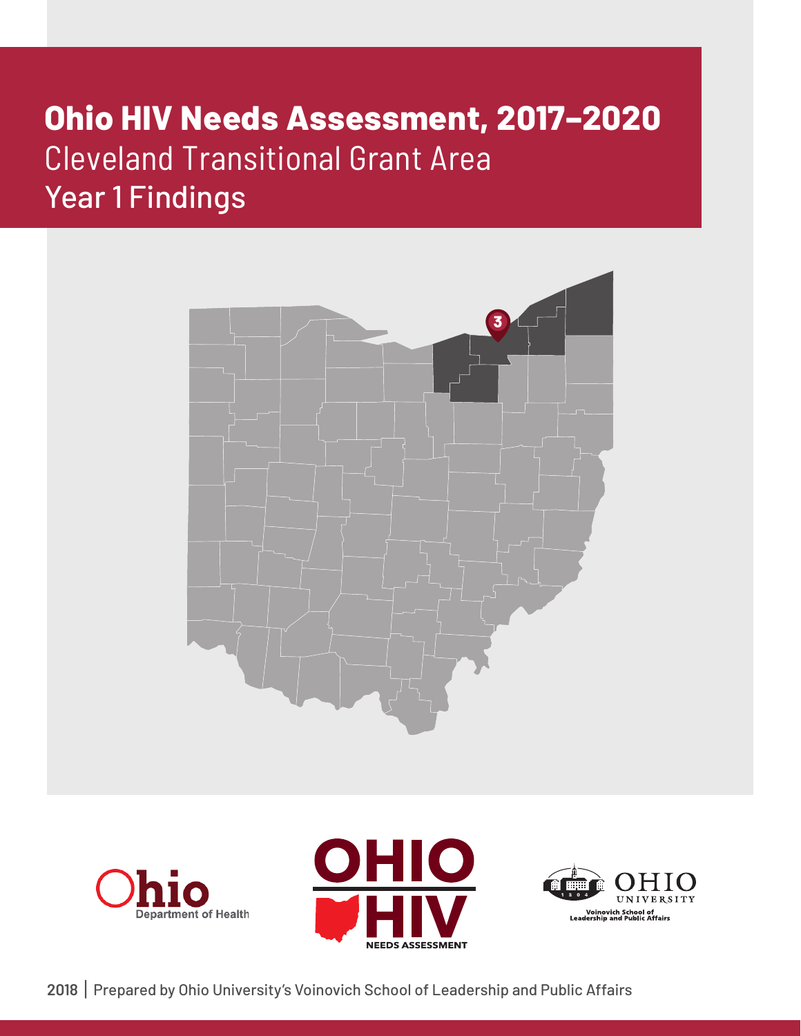# Ohio HIV Needs Assessment, 2017–2020

## Cleveland Transitional Grant Area

## Year 1 Findings

2018 | Prepared by Ohio University's Voinovich School of Leadership and Public Affairs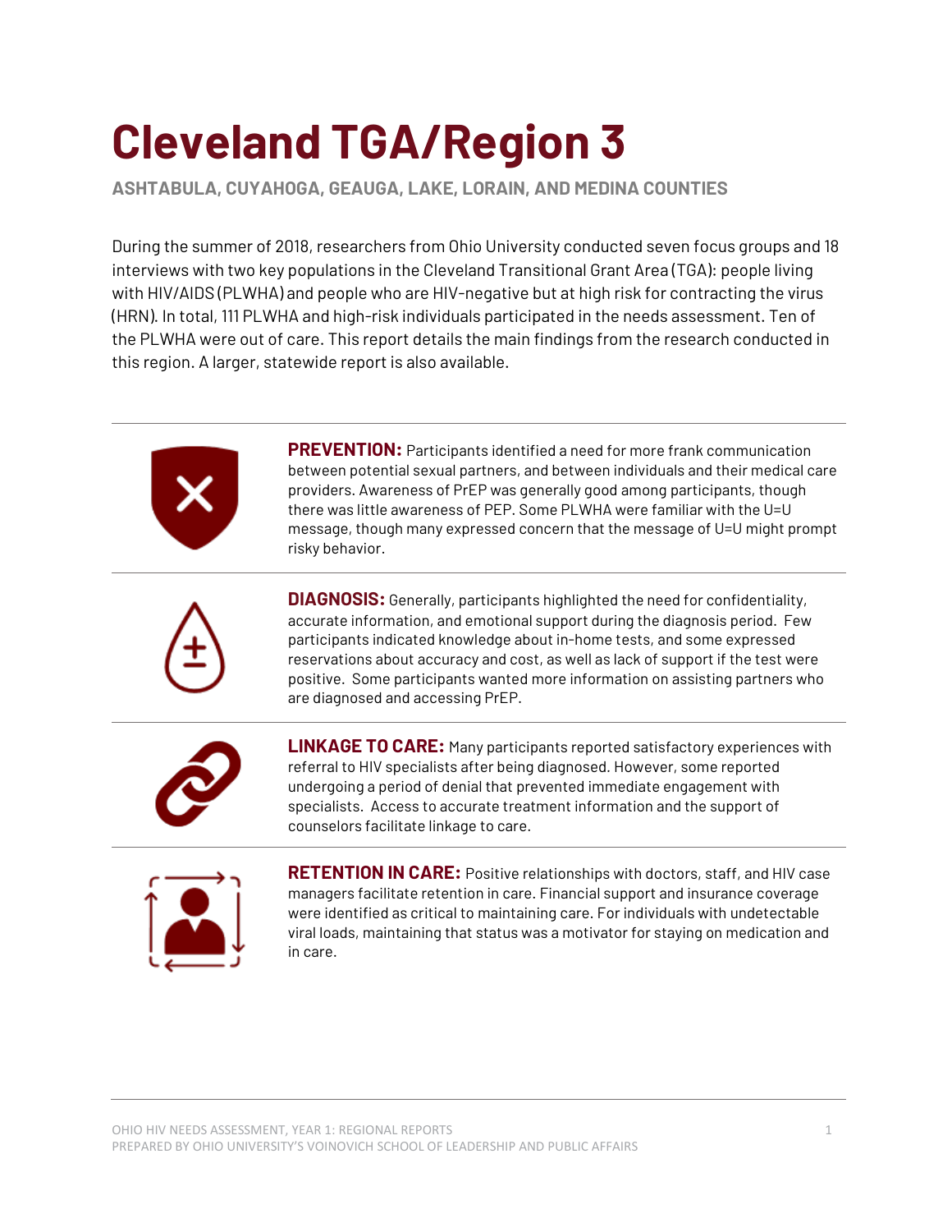# Cleveland TGA/Region 3

**ASHTABULA, CUYAHOGA, GEAUGA, LAKE, LORAIN, AND MEDINA COUNTIES**

During the summer of 2018, researchers from Ohio University conducted seven focus groups and 18 interviews with two key populations in the Cleveland Transitional Grant Area (TGA): people living with HIV/AIDS (PLWHA) and people who are HIV-negative but at high risk for contracting the virus (HRN). In total, 111 PLWHA and high-risk individuals participated in the needs assessment. Ten of the PLWHA were out of care. This report details the main findings from the research conducted in this region. A larger, statewide report is also available.

**PREVENTION:** Participants identified a need for more frank communication between potential sexual partners, and between individuals and their medical care providers. Awareness of PrEP was generally good among participants, though there was little awareness of PEP. Some PLWHA were familiar with the U=U message, though many expressed concern that the message of U=U might prompt risky behavior.

**DIAGNOSIS:** Generally, participants highlighted the need for confidentiality, accurate information, and emotional support during the diagnosis period. Few participants indicated knowledge about in-home tests, and some expressed reservations about accuracy and cost, as well as lack of support if the test were positive. Some participants wanted more information on assisting partners who are diagnosed and accessing PrEP.

**LINKAGE TO CARE:** Many participants reported satisfactory experiences with referral to HIV specialists after being diagnosed. However, some reported undergoing a period of denial that prevented immediate engagement with specialists. Access to accurate treatment information and the support of counselors facilitate linkage to care.

**RETENTION IN CARE:** Positive relationships with doctors, staff, and HIV case managers facilitate retention in care. Financial support and insurance coverage were identified as critical to maintaining care. For individuals with undetectable viral loads, maintaining that status was a motivator for staying on medication and in care.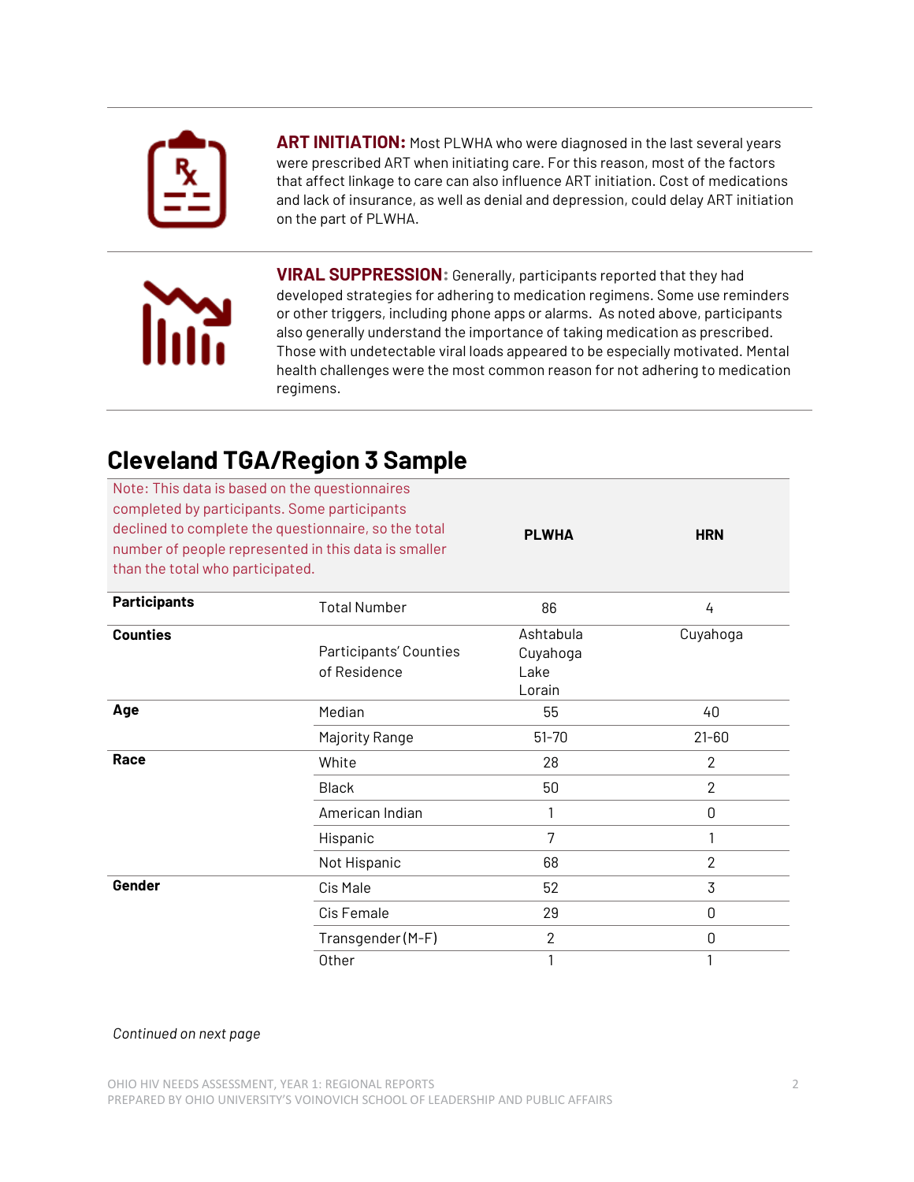**ART INITIATION:** Most PLWHA who were diagnosed in the last several years were prescribed ART when initiating care. For this reason, most of the factors that affect linkage to care can also influence ART initiation. Cost of medications and lack of insurance, as well as denial and depression, could delay ART initiation on the part of PLWHA.

**VIRAL SUPPRESSION:** Generally, participants reported that they had developed strategies for adhering to medication regimens. Some use reminders or other triggers, including phone apps or alarms. As noted above, participants also generally understand the importance of taking medication as prescribed. Those with undetectable viral loads appeared to be especially motivated. Mental health challenges were the most common reason for not adhering to medication regimens.

## Cleveland TGA/Region 3 Sample

| Note: This data is based on the questionnaires completed by participants. Some participants declined to complete the questionnaire, so the total number of people represented in this data is smaller than the total who participated. | | PLWHA | HRN |
|---|---|---|---|
| **Participants** | Total Number | 86 | 4 |
| **Counties** | Participants' Counties of Residence | Ashtabula<br>Cuyahoga<br>Lake<br>Lorain | Cuyahoga |
| **Age** | Median | 55 | 40 |
| | Majority Range | 51-70 | 21-60 |
| **Race** | White | 28 | 2 |
| | Black | 50 | 2 |
| | American Indian | 1 | 0 |
| | Hispanic | 7 | 1 |
| | Not Hispanic | 68 | 2 |
| **Gender** | Cis Male | 52 | 3 |
| | Cis Female | 29 | 0 |
| | Transgender (M-F) | 2 | 0 |
| | Other | 1 | 1 |

*Continued on next page*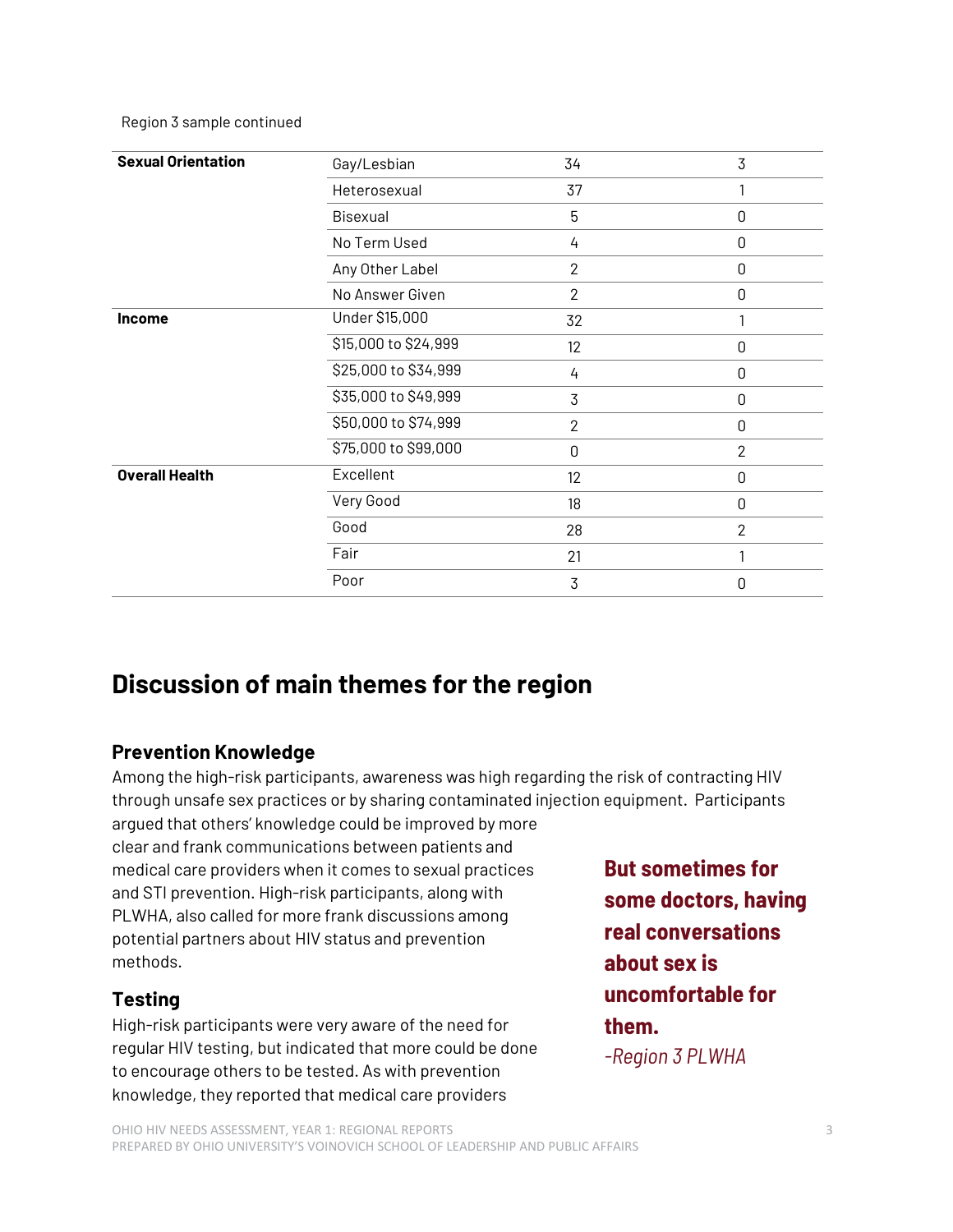Region 3 sample continued

| | | | |
|---|---|---|---|
| **Sexual Orientation** | Gay/Lesbian | 34 | 3 |
| | Heterosexual | 37 | 1 |
| | Bisexual | 5 | 0 |
| | No Term Used | 4 | 0 |
| | Any Other Label | 2 | 0 |
| | No Answer Given | 2 | 0 |
| **Income** | Under $15,000 | 32 | 1 |
| | $15,000 to $24,999 | 12 | 0 |
| | $25,000 to $34,999 | 4 | 0 |
| | $35,000 to $49,999 | 3 | 0 |
| | $50,000 to $74,999 | 2 | 0 |
| | $75,000 to $99,000 | 0 | 2 |
| **Overall Health** | Excellent | 12 | 0 |
| | Very Good | 18 | 0 |
| | Good | 28 | 2 |
| | Fair | 21 | 1 |
| | Poor | 3 | 0 |

## Discussion of main themes for the region

### Prevention Knowledge

Among the high-risk participants, awareness was high regarding the risk of contracting HIV through unsafe sex practices or by sharing contaminated injection equipment. Participants argued that others' knowledge could be improved by more clear and frank communications between patients and medical care providers when it comes to sexual practices and STI prevention. High-risk participants, along with PLWHA, also called for more frank discussions among potential partners about HIV status and prevention methods.

> **But sometimes for some doctors, having real conversations about sex is uncomfortable for them.**
> *-Region 3 PLWHA*

### Testing

High-risk participants were very aware of the need for regular HIV testing, but indicated that more could be done to encourage others to be tested. As with prevention knowledge, they reported that medical care providers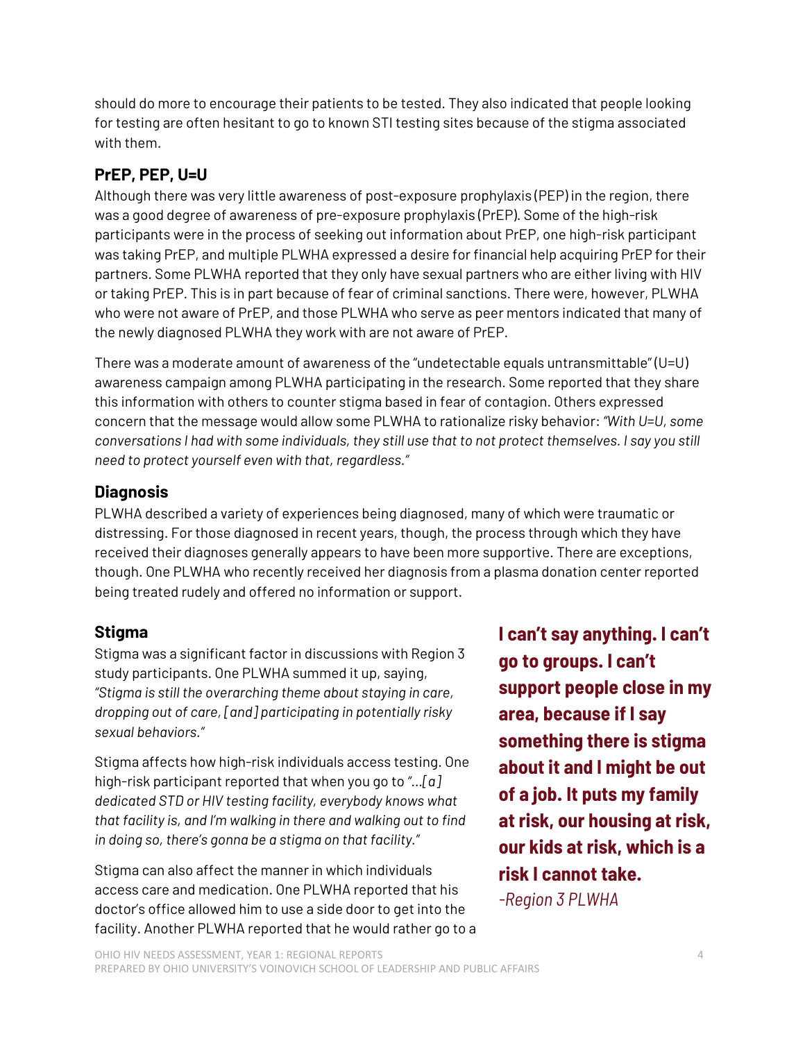should do more to encourage their patients to be tested. They also indicated that people looking for testing are often hesitant to go to known STI testing sites because of the stigma associated with them.

### PrEP, PEP, U=U

Although there was very little awareness of post-exposure prophylaxis (PEP) in the region, there was a good degree of awareness of pre-exposure prophylaxis (PrEP). Some of the high-risk participants were in the process of seeking out information about PrEP, one high-risk participant was taking PrEP, and multiple PLWHA expressed a desire for financial help acquiring PrEP for their partners. Some PLWHA reported that they only have sexual partners who are either living with HIV or taking PrEP. This is in part because of fear of criminal sanctions. There were, however, PLWHA who were not aware of PrEP, and those PLWHA who serve as peer mentors indicated that many of the newly diagnosed PLWHA they work with are not aware of PrEP.

There was a moderate amount of awareness of the "undetectable equals untransmittable" (U=U) awareness campaign among PLWHA participating in the research. Some reported that they share this information with others to counter stigma based in fear of contagion. Others expressed concern that the message would allow some PLWHA to rationalize risky behavior: *"With U=U, some conversations I had with some individuals, they still use that to not protect themselves. I say you still need to protect yourself even with that, regardless."*

### Diagnosis

PLWHA described a variety of experiences being diagnosed, many of which were traumatic or distressing. For those diagnosed in recent years, though, the process through which they have received their diagnoses generally appears to have been more supportive. There are exceptions, though. One PLWHA who recently received her diagnosis from a plasma donation center reported being treated rudely and offered no information or support.

### Stigma

Stigma was a significant factor in discussions with Region 3 study participants. One PLWHA summed it up, saying, *"Stigma is still the overarching theme about staying in care, dropping out of care, [and] participating in potentially risky sexual behaviors."*

Stigma affects how high-risk individuals access testing. One high-risk participant reported that when you go to *"...[a] dedicated STD or HIV testing facility, everybody knows what that facility is, and I'm walking in there and walking out to find in doing so, there's gonna be a stigma on that facility."*

Stigma can also affect the manner in which individuals access care and medication. One PLWHA reported that his doctor's office allowed him to use a side door to get into the facility. Another PLWHA reported that he would rather go to a

> **I can't say anything. I can't go to groups. I can't support people close in my area, because if I say something there is stigma about it and I might be out of a job. It puts my family at risk, our housing at risk, our kids at risk, which is a risk I cannot take.**
>
> *-Region 3 PLWHA*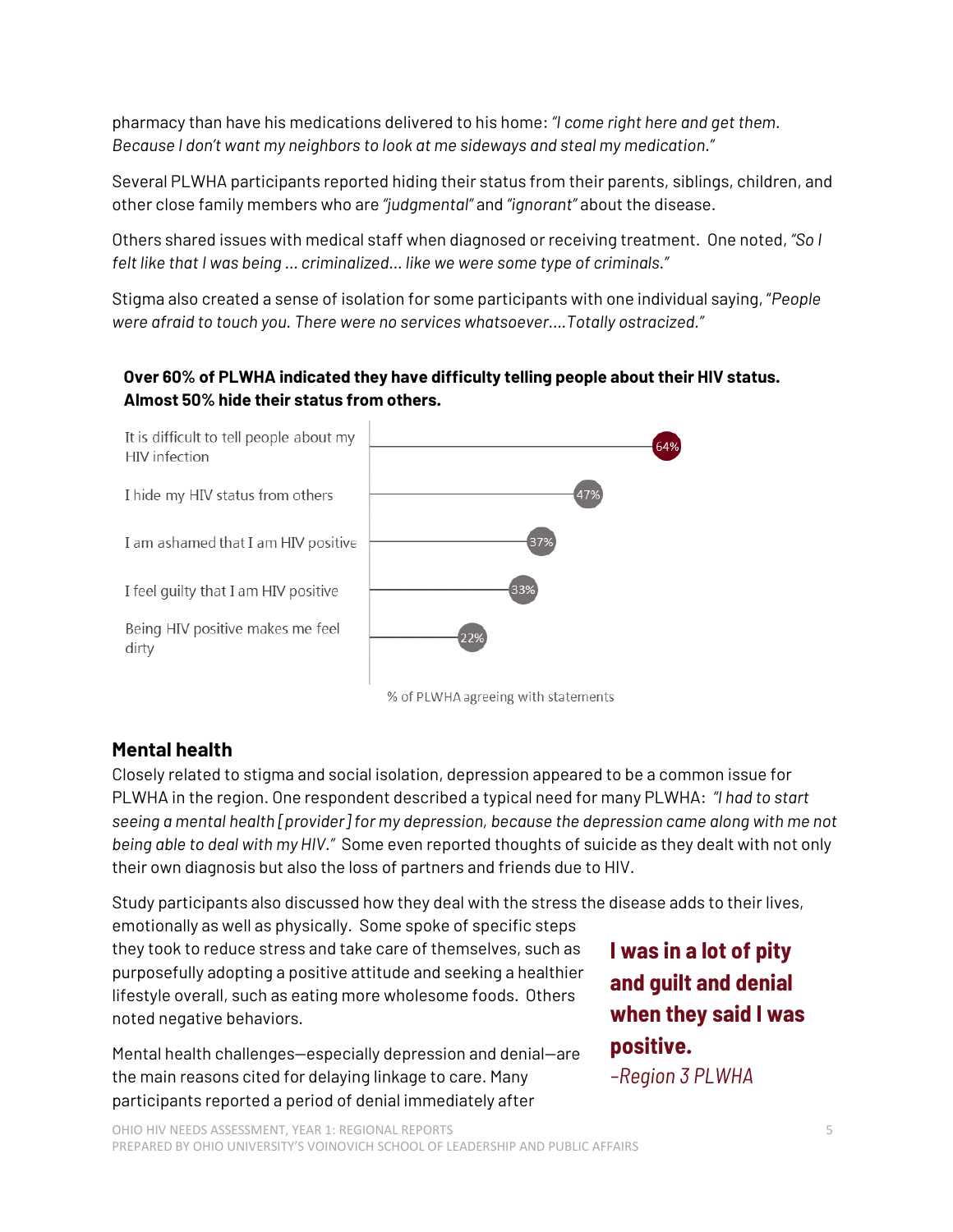pharmacy than have his medications delivered to his home: *"I come right here and get them. Because I don't want my neighbors to look at me sideways and steal my medication."*

Several PLWHA participants reported hiding their status from their parents, siblings, children, and other close family members who are *"judgmental"* and *"ignorant"* about the disease.

Others shared issues with medical staff when diagnosed or receiving treatment. One noted, *"So I felt like that I was being … criminalized… like we were some type of criminals."*

Stigma also created a sense of isolation for some participants with one individual saying, *"People were afraid to touch you. There were no services whatsoever….Totally ostracized."*

**Over 60% of PLWHA indicated they have difficulty telling people about their HIV status. Almost 50% hide their status from others.**

| Statement | % of PLWHA agreeing with statements |
|---|---|
| It is difficult to tell people about my HIV infection | 64% |
| I hide my HIV status from others | 47% |
| I am ashamed that I am HIV positive | 37% |
| I feel guilty that I am HIV positive | 33% |
| Being HIV positive makes me feel dirty | 22% |

## Mental health

Closely related to stigma and social isolation, depression appeared to be a common issue for PLWHA in the region. One respondent described a typical need for many PLWHA: *"I had to start seeing a mental health [provider] for my depression, because the depression came along with me not being able to deal with my HIV."* Some even reported thoughts of suicide as they dealt with not only their own diagnosis but also the loss of partners and friends due to HIV.

Study participants also discussed how they deal with the stress the disease adds to their lives, emotionally as well as physically. Some spoke of specific steps they took to reduce stress and take care of themselves, such as purposefully adopting a positive attitude and seeking a healthier lifestyle overall, such as eating more wholesome foods. Others noted negative behaviors.

> **I was in a lot of pity and guilt and denial when they said I was positive.**
> *–Region 3 PLWHA*

Mental health challenges—especially depression and denial—are the main reasons cited for delaying linkage to care. Many participants reported a period of denial immediately after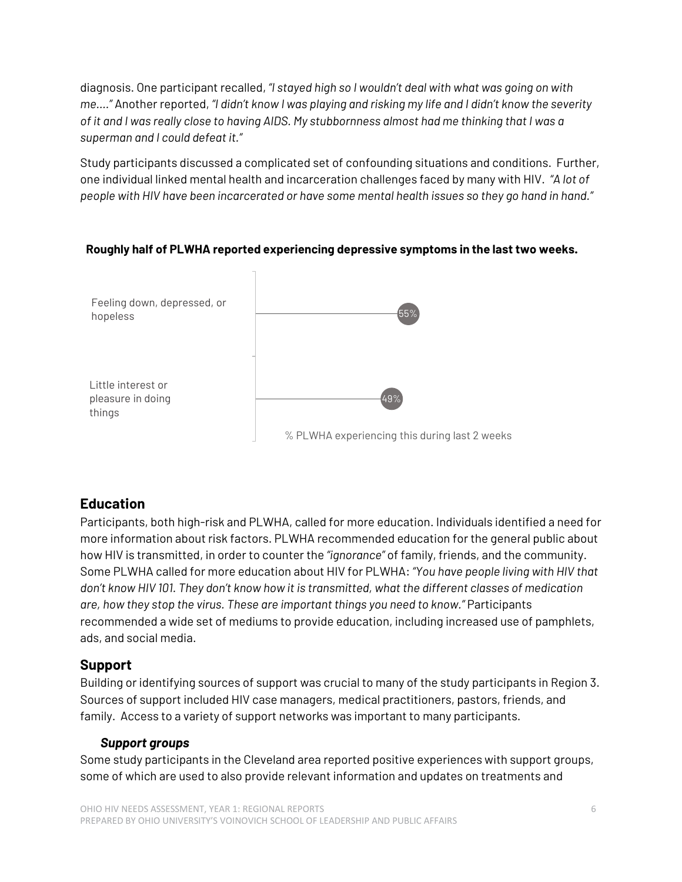diagnosis. One participant recalled, *"I stayed high so I wouldn't deal with what was going on with me…."* Another reported, *"I didn't know I was playing and risking my life and I didn't know the severity of it and I was really close to having AIDS. My stubbornness almost had me thinking that I was a superman and I could defeat it."*

Study participants discussed a complicated set of confounding situations and conditions. Further, one individual linked mental health and incarceration challenges faced by many with HIV. *"A lot of people with HIV have been incarcerated or have some mental health issues so they go hand in hand."*

**Roughly half of PLWHA reported experiencing depressive symptoms in the last two weeks.**

| | % PLWHA experiencing this during last 2 weeks |
| --- | --- |
| Feeling down, depressed, or hopeless | 55% |
| Little interest or pleasure in doing things | 49% |

## Education

Participants, both high-risk and PLWHA, called for more education. Individuals identified a need for more information about risk factors. PLWHA recommended education for the general public about how HIV is transmitted, in order to counter the *"ignorance"* of family, friends, and the community. Some PLWHA called for more education about HIV for PLWHA: *"You have people living with HIV that don't know HIV 101. They don't know how it is transmitted, what the different classes of medication are, how they stop the virus. These are important things you need to know."* Participants recommended a wide set of mediums to provide education, including increased use of pamphlets, ads, and social media.

## Support

Building or identifying sources of support was crucial to many of the study participants in Region 3. Sources of support included HIV case managers, medical practitioners, pastors, friends, and family. Access to a variety of support networks was important to many participants.

### *Support groups*

Some study participants in the Cleveland area reported positive experiences with support groups, some of which are used to also provide relevant information and updates on treatments and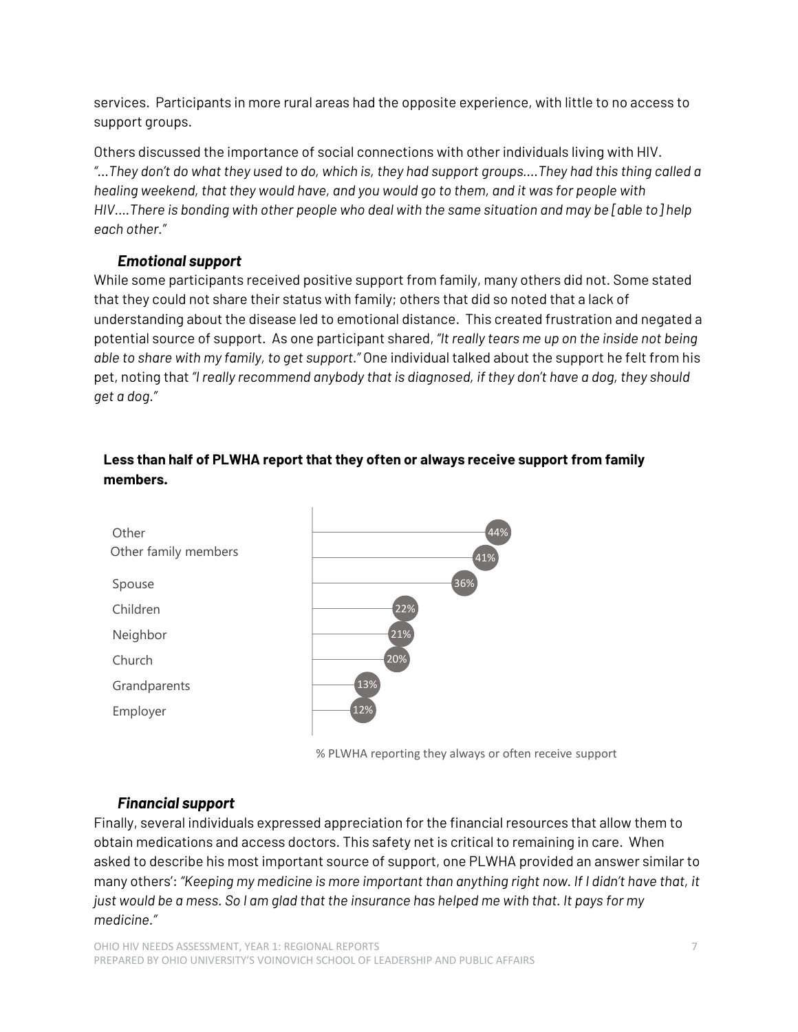services. Participants in more rural areas had the opposite experience, with little to no access to support groups.

Others discussed the importance of social connections with other individuals living with HIV. *"...They don't do what they used to do, which is, they had support groups....They had this thing called a healing weekend, that they would have, and you would go to them, and it was for people with HIV....There is bonding with other people who deal with the same situation and may be [able to] help each other."*

### *Emotional support*

While some participants received positive support from family, many others did not. Some stated that they could not share their status with family; others that did so noted that a lack of understanding about the disease led to emotional distance. This created frustration and negated a potential source of support. As one participant shared, *"It really tears me up on the inside not being able to share with my family, to get support."* One individual talked about the support he felt from his pet, noting that *"I really recommend anybody that is diagnosed, if they don't have a dog, they should get a dog."*

**Less than half of PLWHA report that they often or always receive support from family members.**

| | % PLWHA reporting they always or often receive support |
|---|---|
| Other | 44% |
| Other family members | 41% |
| Spouse | 36% |
| Children | 22% |
| Neighbor | 21% |
| Church | 20% |
| Grandparents | 13% |
| Employer | 12% |

### *Financial support*

Finally, several individuals expressed appreciation for the financial resources that allow them to obtain medications and access doctors. This safety net is critical to remaining in care. When asked to describe his most important source of support, one PLWHA provided an answer similar to many others': *"Keeping my medicine is more important than anything right now. If I didn't have that, it just would be a mess. So I am glad that the insurance has helped me with that. It pays for my medicine."*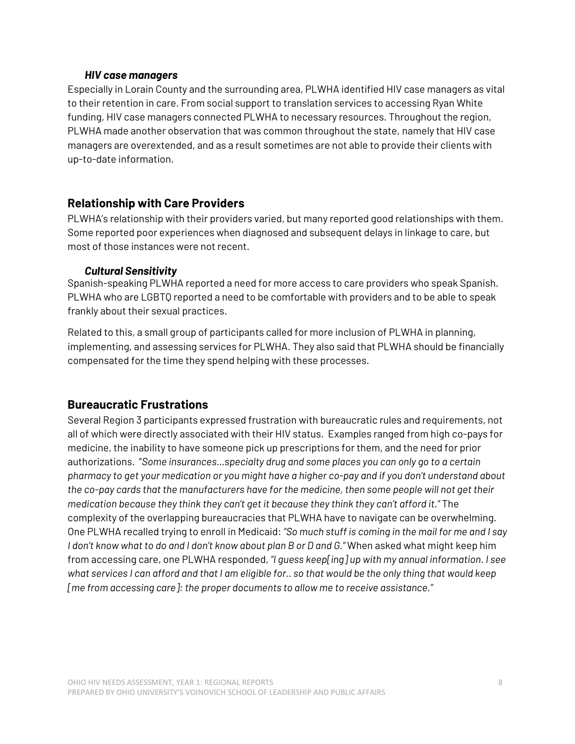### *HIV case managers*

Especially in Lorain County and the surrounding area, PLWHA identified HIV case managers as vital to their retention in care. From social support to translation services to accessing Ryan White funding, HIV case managers connected PLWHA to necessary resources. Throughout the region, PLWHA made another observation that was common throughout the state, namely that HIV case managers are overextended, and as a result sometimes are not able to provide their clients with up-to-date information.

## Relationship with Care Providers

PLWHA's relationship with their providers varied, but many reported good relationships with them. Some reported poor experiences when diagnosed and subsequent delays in linkage to care, but most of those instances were not recent.

### *Cultural Sensitivity*

Spanish-speaking PLWHA reported a need for more access to care providers who speak Spanish. PLWHA who are LGBTQ reported a need to be comfortable with providers and to be able to speak frankly about their sexual practices.

Related to this, a small group of participants called for more inclusion of PLWHA in planning, implementing, and assessing services for PLWHA. They also said that PLWHA should be financially compensated for the time they spend helping with these processes.

## Bureaucratic Frustrations

Several Region 3 participants expressed frustration with bureaucratic rules and requirements, not all of which were directly associated with their HIV status. Examples ranged from high co-pays for medicine, the inability to have someone pick up prescriptions for them, and the need for prior authorizations. *"Some insurances…specialty drug and some places you can only go to a certain pharmacy to get your medication or you might have a higher co-pay and if you don't understand about the co-pay cards that the manufacturers have for the medicine, then some people will not get their medication because they think they can't get it because they think they can't afford it."* The complexity of the overlapping bureaucracies that PLWHA have to navigate can be overwhelming. One PLWHA recalled trying to enroll in Medicaid: *"So much stuff is coming in the mail for me and I say I don't know what to do and I don't know about plan B or D and G."* When asked what might keep him from accessing care, one PLWHA responded, *"I guess keep[ing] up with my annual information. I see what services I can afford and that I am eligible for.. so that would be the only thing that would keep [me from accessing care]: the proper documents to allow me to receive assistance."*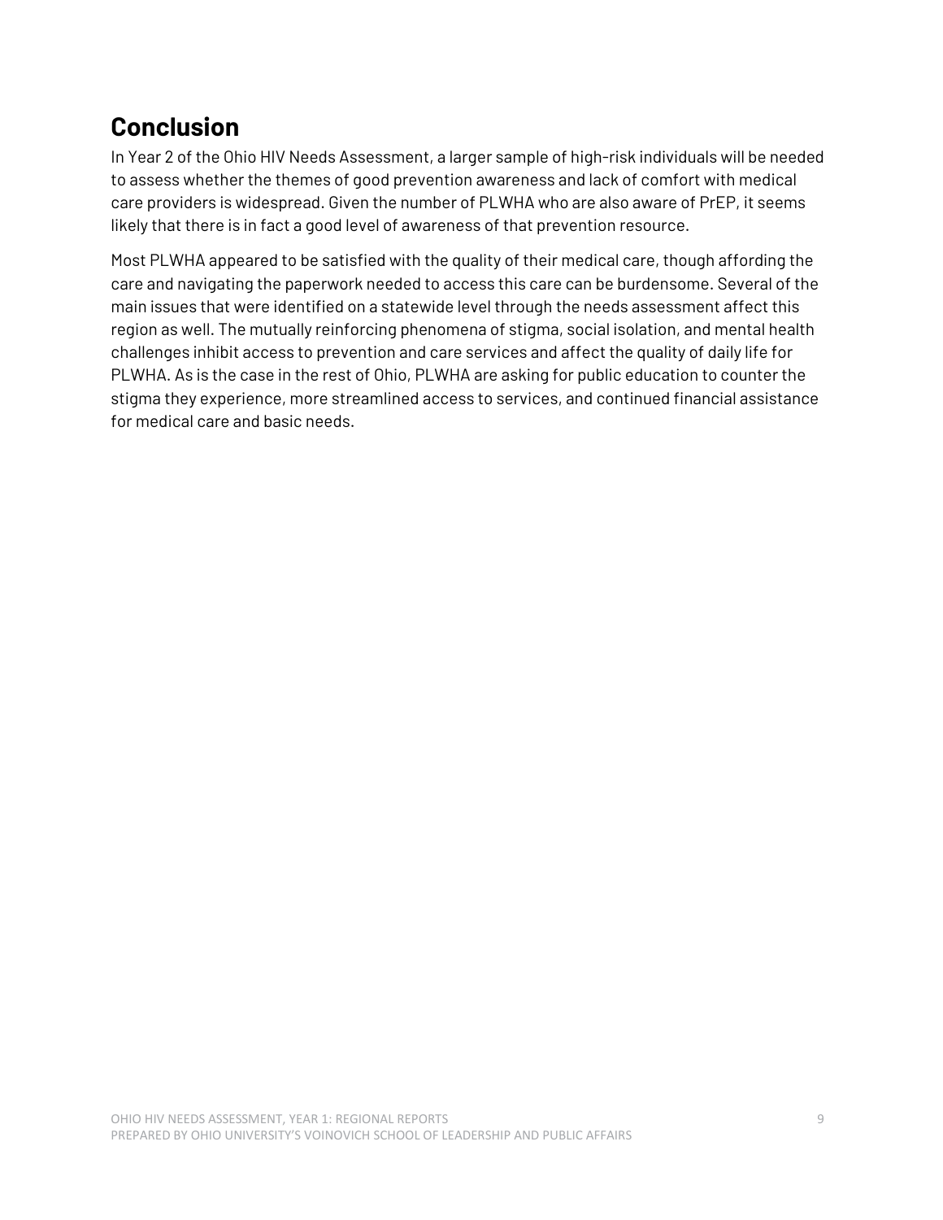## Conclusion

In Year 2 of the Ohio HIV Needs Assessment, a larger sample of high-risk individuals will be needed to assess whether the themes of good prevention awareness and lack of comfort with medical care providers is widespread. Given the number of PLWHA who are also aware of PrEP, it seems likely that there is in fact a good level of awareness of that prevention resource.

Most PLWHA appeared to be satisfied with the quality of their medical care, though affording the care and navigating the paperwork needed to access this care can be burdensome. Several of the main issues that were identified on a statewide level through the needs assessment affect this region as well. The mutually reinforcing phenomena of stigma, social isolation, and mental health challenges inhibit access to prevention and care services and affect the quality of daily life for PLWHA. As is the case in the rest of Ohio, PLWHA are asking for public education to counter the stigma they experience, more streamlined access to services, and continued financial assistance for medical care and basic needs.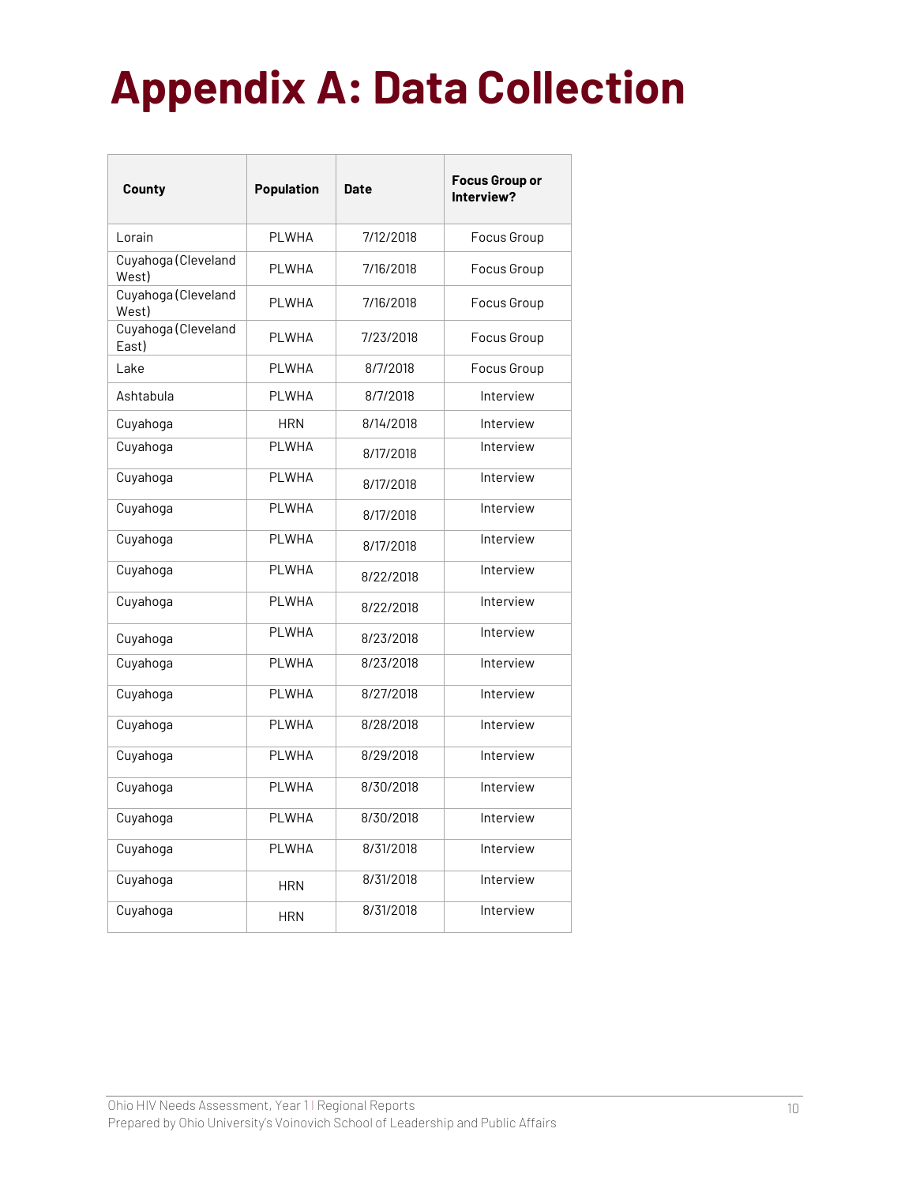# Appendix A: Data Collection

| County | Population | Date | Focus Group or Interview? |
|---|---|---|---|
| Lorain | PLWHA | 7/12/2018 | Focus Group |
| Cuyahoga (Cleveland West) | PLWHA | 7/16/2018 | Focus Group |
| Cuyahoga (Cleveland West) | PLWHA | 7/16/2018 | Focus Group |
| Cuyahoga (Cleveland East) | PLWHA | 7/23/2018 | Focus Group |
| Lake | PLWHA | 8/7/2018 | Focus Group |
| Ashtabula | PLWHA | 8/7/2018 | Interview |
| Cuyahoga | HRN | 8/14/2018 | Interview |
| Cuyahoga | PLWHA | 8/17/2018 | Interview |
| Cuyahoga | PLWHA | 8/17/2018 | Interview |
| Cuyahoga | PLWHA | 8/17/2018 | Interview |
| Cuyahoga | PLWHA | 8/17/2018 | Interview |
| Cuyahoga | PLWHA | 8/22/2018 | Interview |
| Cuyahoga | PLWHA | 8/22/2018 | Interview |
| Cuyahoga | PLWHA | 8/23/2018 | Interview |
| Cuyahoga | PLWHA | 8/23/2018 | Interview |
| Cuyahoga | PLWHA | 8/27/2018 | Interview |
| Cuyahoga | PLWHA | 8/28/2018 | Interview |
| Cuyahoga | PLWHA | 8/29/2018 | Interview |
| Cuyahoga | PLWHA | 8/30/2018 | Interview |
| Cuyahoga | PLWHA | 8/30/2018 | Interview |
| Cuyahoga | PLWHA | 8/31/2018 | Interview |
| Cuyahoga | HRN | 8/31/2018 | Interview |
| Cuyahoga | HRN | 8/31/2018 | Interview |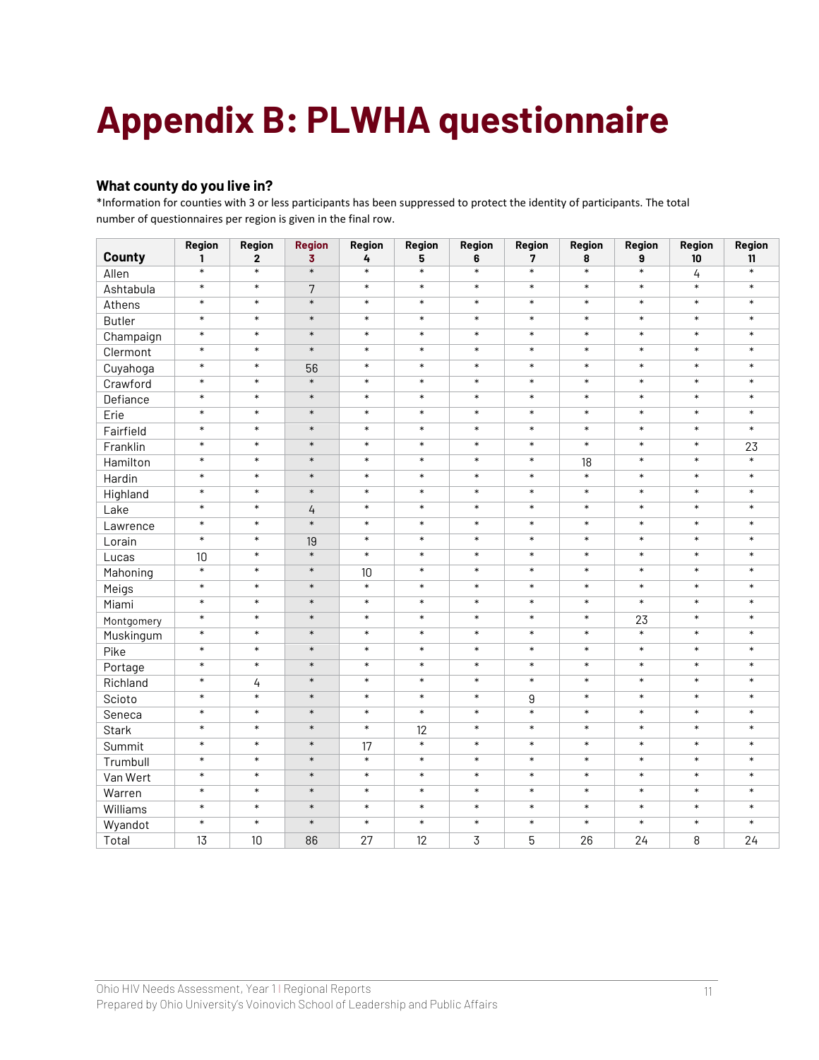# Appendix B: PLWHA questionnaire

### What county do you live in?

*Information for counties with 3 or less participants has been suppressed to protect the identity of participants. The total number of questionnaires per region is given in the final row.

| County | Region 1 | Region 2 | Region 3 | Region 4 | Region 5 | Region 6 | Region 7 | Region 8 | Region 9 | Region 10 | Region 11 |
|---|---|---|---|---|---|---|---|---|---|---|---|
| Allen | * | * | * | * | * | * | * | * | * | 4 | * |
| Ashtabula | * | * | 7 | * | * | * | * | * | * | * | * |
| Athens | * | * | * | * | * | * | * | * | * | * | * |
| Butler | * | * | * | * | * | * | * | * | * | * | * |
| Champaign | * | * | * | * | * | * | * | * | * | * | * |
| Clermont | * | * | * | * | * | * | * | * | * | * | * |
| Cuyahoga | * | * | 56 | * | * | * | * | * | * | * | * |
| Crawford | * | * | * | * | * | * | * | * | * | * | * |
| Defiance | * | * | * | * | * | * | * | * | * | * | * |
| Erie | * | * | * | * | * | * | * | * | * | * | * |
| Fairfield | * | * | * | * | * | * | * | * | * | * | * |
| Franklin | * | * | * | * | * | * | * | * | * | * | 23 |
| Hamilton | * | * | * | * | * | * | * | 18 | * | * | * |
| Hardin | * | * | * | * | * | * | * | * | * | * | * |
| Highland | * | * | * | * | * | * | * | * | * | * | * |
| Lake | * | * | 4 | * | * | * | * | * | * | * | * |
| Lawrence | * | * | * | * | * | * | * | * | * | * | * |
| Lorain | * | * | 19 | * | * | * | * | * | * | * | * |
| Lucas | 10 | * | * | * | * | * | * | * | * | * | * |
| Mahoning | * | * | * | 10 | * | * | * | * | * | * | * |
| Meigs | * | * | * | * | * | * | * | * | * | * | * |
| Miami | * | * | * | * | * | * | * | * | * | * | * |
| Montgomery | * | * | * | * | * | * | * | * | 23 | * | * |
| Muskingum | * | * | * | * | * | * | * | * | * | * | * |
| Pike | * | * | * | * | * | * | * | * | * | * | * |
| Portage | * | * | * | * | * | * | * | * | * | * | * |
| Richland | * | 4 | * | * | * | * | * | * | * | * | * |
| Scioto | * | * | * | * | * | * | 9 | * | * | * | * |
| Seneca | * | * | * | * | * | * | * | * | * | * | * |
| Stark | * | * | * | * | 12 | * | * | * | * | * | * |
| Summit | * | * | * | 17 | * | * | * | * | * | * | * |
| Trumbull | * | * | * | * | * | * | * | * | * | * | * |
| Van Wert | * | * | * | * | * | * | * | * | * | * | * |
| Warren | * | * | * | * | * | * | * | * | * | * | * |
| Williams | * | * | * | * | * | * | * | * | * | * | * |
| Wyandot | * | * | * | * | * | * | * | * | * | * | * |
| Total | 13 | 10 | 86 | 27 | 12 | 3 | 5 | 26 | 24 | 8 | 24 |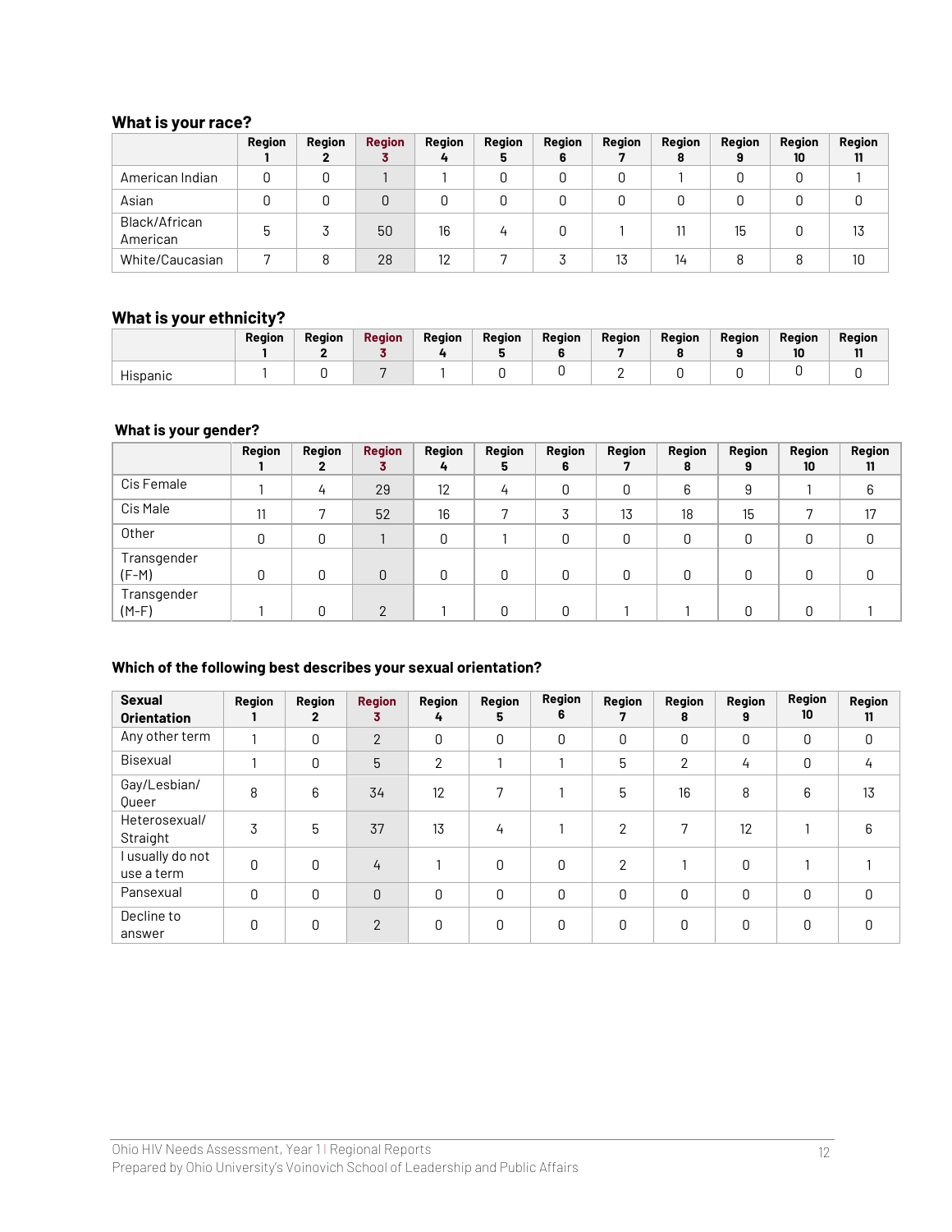### What is your race?

| | Region 1 | Region 2 | Region 3 | Region 4 | Region 5 | Region 6 | Region 7 | Region 8 | Region 9 | Region 10 | Region 11 |
|---|---|---|---|---|---|---|---|---|---|---|---|
| American Indian | 0 | 0 | 1 | 1 | 0 | 0 | 0 | 1 | 0 | 0 | 1 |
| Asian | 0 | 0 | 0 | 0 | 0 | 0 | 0 | 0 | 0 | 0 | 0 |
| Black/African American | 5 | 3 | 50 | 16 | 4 | 0 | 1 | 11 | 15 | 0 | 13 |
| White/Caucasian | 7 | 8 | 28 | 12 | 7 | 3 | 13 | 14 | 8 | 8 | 10 |

### What is your ethnicity?

| | Region 1 | Region 2 | Region 3 | Region 4 | Region 5 | Region 6 | Region 7 | Region 8 | Region 9 | Region 10 | Region 11 |
|---|---|---|---|---|---|---|---|---|---|---|---|
| Hispanic | 1 | 0 | 7 | 1 | 0 | 0 | 2 | 0 | 0 | 0 | 0 |

### What is your gender?

| | Region 1 | Region 2 | Region 3 | Region 4 | Region 5 | Region 6 | Region 7 | Region 8 | Region 9 | Region 10 | Region 11 |
|---|---|---|---|---|---|---|---|---|---|---|---|
| Cis Female | 1 | 4 | 29 | 12 | 4 | 0 | 0 | 6 | 9 | 1 | 6 |
| Cis Male | 11 | 7 | 52 | 16 | 7 | 3 | 13 | 18 | 15 | 7 | 17 |
| Other | 0 | 0 | 1 | 0 | 1 | 0 | 0 | 0 | 0 | 0 | 0 |
| Transgender (F-M) | 0 | 0 | 0 | 0 | 0 | 0 | 0 | 0 | 0 | 0 | 0 |
| Transgender (M-F) | 1 | 0 | 2 | 1 | 0 | 0 | 1 | 1 | 0 | 0 | 1 |

### Which of the following best describes your sexual orientation?

| Sexual Orientation | Region 1 | Region 2 | Region 3 | Region 4 | Region 5 | Region 6 | Region 7 | Region 8 | Region 9 | Region 10 | Region 11 |
|---|---|---|---|---|---|---|---|---|---|---|---|
| Any other term | 1 | 0 | 2 | 0 | 0 | 0 | 0 | 0 | 0 | 0 | 0 |
| Bisexual | 1 | 0 | 5 | 2 | 1 | 1 | 5 | 2 | 4 | 0 | 4 |
| Gay/Lesbian/ Queer | 8 | 6 | 34 | 12 | 7 | 1 | 5 | 16 | 8 | 6 | 13 |
| Heterosexual/ Straight | 3 | 5 | 37 | 13 | 4 | 1 | 2 | 7 | 12 | 1 | 6 |
| I usually do not use a term | 0 | 0 | 4 | 1 | 0 | 0 | 2 | 1 | 0 | 1 | 1 |
| Pansexual | 0 | 0 | 0 | 0 | 0 | 0 | 0 | 0 | 0 | 0 | 0 |
| Decline to answer | 0 | 0 | 2 | 0 | 0 | 0 | 0 | 0 | 0 | 0 | 0 |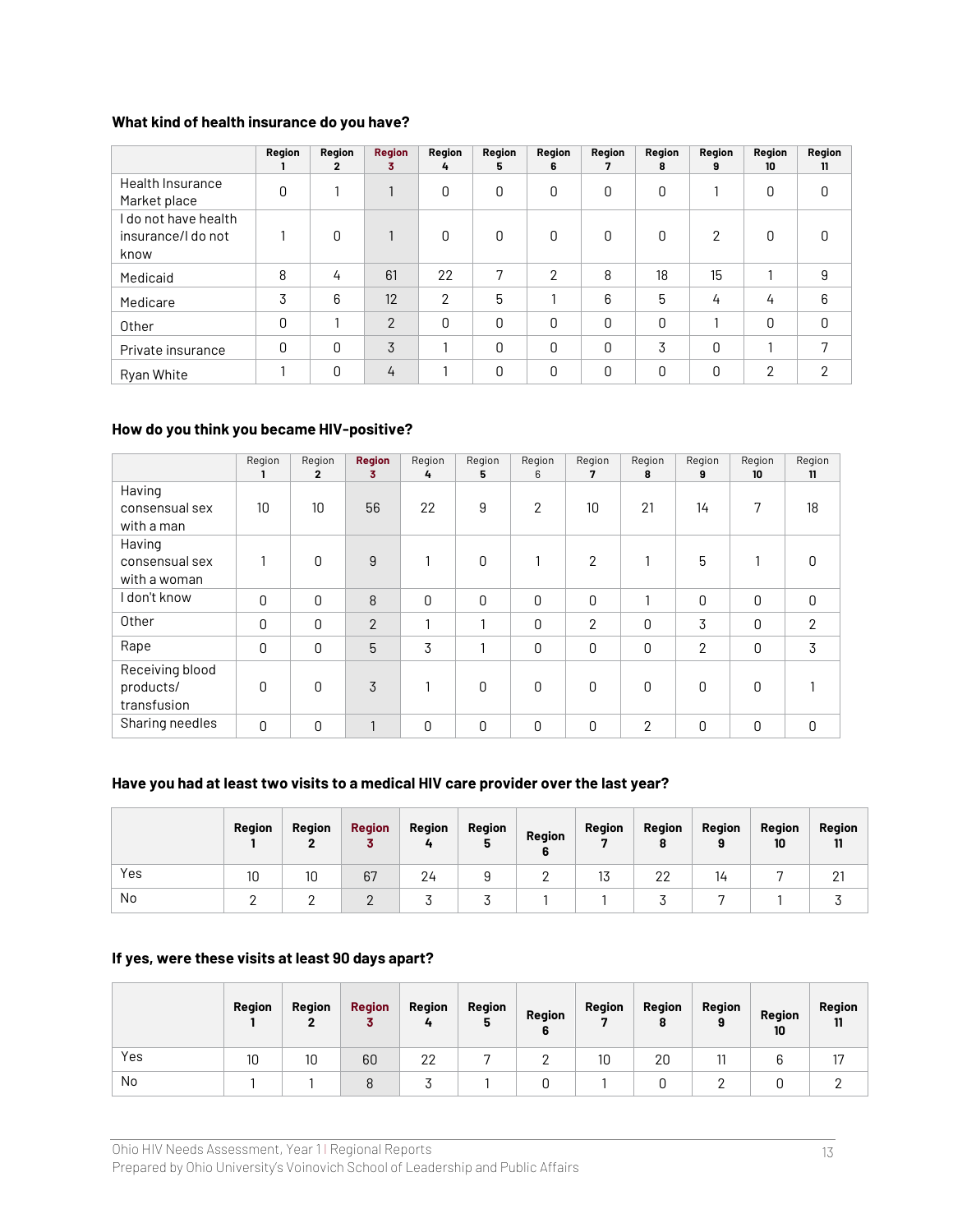### What kind of health insurance do you have?

| | Region 1 | Region 2 | Region 3 | Region 4 | Region 5 | Region 6 | Region 7 | Region 8 | Region 9 | Region 10 | Region 11 |
|---|---|---|---|---|---|---|---|---|---|---|---|
| Health Insurance Market place | 0 | 1 | 1 | 0 | 0 | 0 | 0 | 0 | 1 | 0 | 0 |
| I do not have health insurance/I do not know | 1 | 0 | 1 | 0 | 0 | 0 | 0 | 0 | 2 | 0 | 0 |
| Medicaid | 8 | 4 | 61 | 22 | 7 | 2 | 8 | 18 | 15 | 1 | 9 |
| Medicare | 3 | 6 | 12 | 2 | 5 | 1 | 6 | 5 | 4 | 4 | 6 |
| Other | 0 | 1 | 2 | 0 | 0 | 0 | 0 | 0 | 1 | 0 | 0 |
| Private insurance | 0 | 0 | 3 | 1 | 0 | 0 | 0 | 3 | 0 | 1 | 7 |
| Ryan White | 1 | 0 | 4 | 1 | 0 | 0 | 0 | 0 | 0 | 2 | 2 |

### How do you think you became HIV-positive?

| | Region 1 | Region 2 | Region 3 | Region 4 | Region 5 | Region 6 | Region 7 | Region 8 | Region 9 | Region 10 | Region 11 |
|---|---|---|---|---|---|---|---|---|---|---|---|
| Having consensual sex with a man | 10 | 10 | 56 | 22 | 9 | 2 | 10 | 21 | 14 | 7 | 18 |
| Having consensual sex with a woman | 1 | 0 | 9 | 1 | 0 | 1 | 2 | 1 | 5 | 1 | 0 |
| I don't know | 0 | 0 | 8 | 0 | 0 | 0 | 0 | 1 | 0 | 0 | 0 |
| Other | 0 | 0 | 2 | 1 | 1 | 0 | 2 | 0 | 3 | 0 | 2 |
| Rape | 0 | 0 | 5 | 3 | 1 | 0 | 0 | 0 | 2 | 0 | 3 |
| Receiving blood products/ transfusion | 0 | 0 | 3 | 1 | 0 | 0 | 0 | 0 | 0 | 0 | 1 |
| Sharing needles | 0 | 0 | 1 | 0 | 0 | 0 | 0 | 2 | 0 | 0 | 0 |

### Have you had at least two visits to a medical HIV care provider over the last year?

| | Region 1 | Region 2 | Region 3 | Region 4 | Region 5 | Region 6 | Region 7 | Region 8 | Region 9 | Region 10 | Region 11 |
|---|---|---|---|---|---|---|---|---|---|---|---|
| Yes | 10 | 10 | 67 | 24 | 9 | 2 | 13 | 22 | 14 | 7 | 21 |
| No | 2 | 2 | 2 | 3 | 3 | 1 | 1 | 3 | 7 | 1 | 3 |

### If yes, were these visits at least 90 days apart?

| | Region 1 | Region 2 | Region 3 | Region 4 | Region 5 | Region 6 | Region 7 | Region 8 | Region 9 | Region 10 | Region 11 |
|---|---|---|---|---|---|---|---|---|---|---|---|
| Yes | 10 | 10 | 60 | 22 | 7 | 2 | 10 | 20 | 11 | 6 | 17 |
| No | 1 | 1 | 8 | 3 | 1 | 0 | 1 | 0 | 2 | 0 | 2 |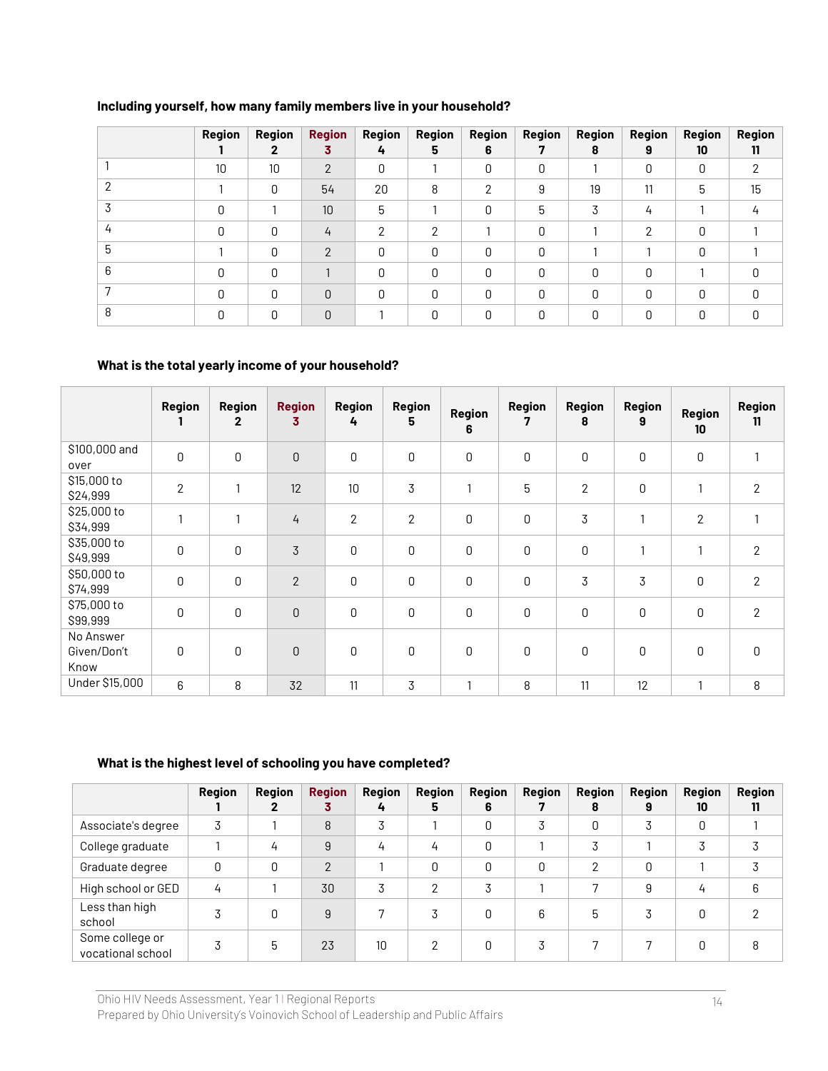**Including yourself, how many family members live in your household?**

| | Region 1 | Region 2 | Region 3 | Region 4 | Region 5 | Region 6 | Region 7 | Region 8 | Region 9 | Region 10 | Region 11 |
|---|---|---|---|---|---|---|---|---|---|---|---|
| 1 | 10 | 10 | 2 | 0 | 1 | 0 | 0 | 1 | 0 | 0 | 2 |
| 2 | 1 | 0 | 54 | 20 | 8 | 2 | 9 | 19 | 11 | 5 | 15 |
| 3 | 0 | 1 | 10 | 5 | 1 | 0 | 5 | 3 | 4 | 1 | 4 |
| 4 | 0 | 0 | 4 | 2 | 2 | 1 | 0 | 1 | 2 | 0 | 1 |
| 5 | 1 | 0 | 2 | 0 | 0 | 0 | 0 | 1 | 1 | 0 | 1 |
| 6 | 0 | 0 | 1 | 0 | 0 | 0 | 0 | 0 | 0 | 1 | 0 |
| 7 | 0 | 0 | 0 | 0 | 0 | 0 | 0 | 0 | 0 | 0 | 0 |
| 8 | 0 | 0 | 0 | 1 | 0 | 0 | 0 | 0 | 0 | 0 | 0 |

**What is the total yearly income of your household?**

| | Region 1 | Region 2 | Region 3 | Region 4 | Region 5 | Region 6 | Region 7 | Region 8 | Region 9 | Region 10 | Region 11 |
|---|---|---|---|---|---|---|---|---|---|---|---|
| $100,000 and over | 0 | 0 | 0 | 0 | 0 | 0 | 0 | 0 | 0 | 0 | 1 |
| $15,000 to $24,999 | 2 | 1 | 12 | 10 | 3 | 1 | 5 | 2 | 0 | 1 | 2 |
| $25,000 to $34,999 | 1 | 1 | 4 | 2 | 2 | 0 | 0 | 3 | 1 | 2 | 1 |
| $35,000 to $49,999 | 0 | 0 | 3 | 0 | 0 | 0 | 0 | 0 | 1 | 1 | 2 |
| $50,000 to $74,999 | 0 | 0 | 2 | 0 | 0 | 0 | 0 | 3 | 3 | 0 | 2 |
| $75,000 to $99,999 | 0 | 0 | 0 | 0 | 0 | 0 | 0 | 0 | 0 | 0 | 2 |
| No Answer Given/Don't Know | 0 | 0 | 0 | 0 | 0 | 0 | 0 | 0 | 0 | 0 | 0 |
| Under $15,000 | 6 | 8 | 32 | 11 | 3 | 1 | 8 | 11 | 12 | 1 | 8 |

**What is the highest level of schooling you have completed?**

| | Region 1 | Region 2 | Region 3 | Region 4 | Region 5 | Region 6 | Region 7 | Region 8 | Region 9 | Region 10 | Region 11 |
|---|---|---|---|---|---|---|---|---|---|---|---|
| Associate's degree | 3 | 1 | 8 | 3 | 1 | 0 | 3 | 0 | 3 | 0 | 1 |
| College graduate | 1 | 4 | 9 | 4 | 4 | 0 | 1 | 3 | 1 | 3 | 3 |
| Graduate degree | 0 | 0 | 2 | 1 | 0 | 0 | 0 | 2 | 0 | 1 | 3 |
| High school or GED | 4 | 1 | 30 | 3 | 2 | 3 | 1 | 7 | 9 | 4 | 6 |
| Less than high school | 3 | 0 | 9 | 7 | 3 | 0 | 6 | 5 | 3 | 0 | 2 |
| Some college or vocational school | 3 | 5 | 23 | 10 | 2 | 0 | 3 | 7 | 7 | 0 | 8 |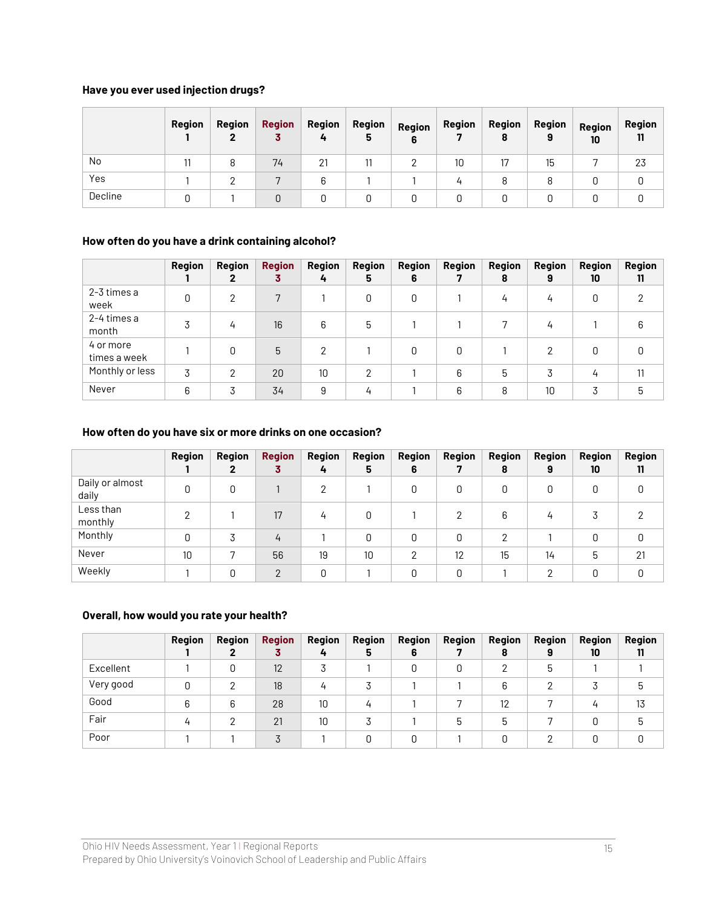### Have you ever used injection drugs?

| | Region 1 | Region 2 | Region 3 | Region 4 | Region 5 | Region 6 | Region 7 | Region 8 | Region 9 | Region 10 | Region 11 |
|---|---|---|---|---|---|---|---|---|---|---|---|
| No | 11 | 8 | 74 | 21 | 11 | 2 | 10 | 17 | 15 | 7 | 23 |
| Yes | 1 | 2 | 7 | 6 | 1 | 1 | 4 | 8 | 8 | 0 | 0 |
| Decline | 0 | 1 | 0 | 0 | 0 | 0 | 0 | 0 | 0 | 0 | 0 |

### How often do you have a drink containing alcohol?

| | Region 1 | Region 2 | Region 3 | Region 4 | Region 5 | Region 6 | Region 7 | Region 8 | Region 9 | Region 10 | Region 11 |
|---|---|---|---|---|---|---|---|---|---|---|---|
| 2-3 times a week | 0 | 2 | 7 | 1 | 0 | 0 | 1 | 4 | 4 | 0 | 2 |
| 2-4 times a month | 3 | 4 | 16 | 6 | 5 | 1 | 1 | 7 | 4 | 1 | 6 |
| 4 or more times a week | 1 | 0 | 5 | 2 | 1 | 0 | 0 | 1 | 2 | 0 | 0 |
| Monthly or less | 3 | 2 | 20 | 10 | 2 | 1 | 6 | 5 | 3 | 4 | 11 |
| Never | 6 | 3 | 34 | 9 | 4 | 1 | 6 | 8 | 10 | 3 | 5 |

### How often do you have six or more drinks on one occasion?

| | Region 1 | Region 2 | Region 3 | Region 4 | Region 5 | Region 6 | Region 7 | Region 8 | Region 9 | Region 10 | Region 11 |
|---|---|---|---|---|---|---|---|---|---|---|---|
| Daily or almost daily | 0 | 0 | 1 | 2 | 1 | 0 | 0 | 0 | 0 | 0 | 0 |
| Less than monthly | 2 | 1 | 17 | 4 | 0 | 1 | 2 | 6 | 4 | 3 | 2 |
| Monthly | 0 | 3 | 4 | 1 | 0 | 0 | 0 | 2 | 1 | 0 | 0 |
| Never | 10 | 7 | 56 | 19 | 10 | 2 | 12 | 15 | 14 | 5 | 21 |
| Weekly | 1 | 0 | 2 | 0 | 1 | 0 | 0 | 1 | 2 | 0 | 0 |

### Overall, how would you rate your health?

| | Region 1 | Region 2 | Region 3 | Region 4 | Region 5 | Region 6 | Region 7 | Region 8 | Region 9 | Region 10 | Region 11 |
|---|---|---|---|---|---|---|---|---|---|---|---|
| Excellent | 1 | 0 | 12 | 3 | 1 | 0 | 0 | 2 | 5 | 1 | 1 |
| Very good | 0 | 2 | 18 | 4 | 3 | 1 | 1 | 6 | 2 | 3 | 5 |
| Good | 6 | 6 | 28 | 10 | 4 | 1 | 7 | 12 | 7 | 4 | 13 |
| Fair | 4 | 2 | 21 | 10 | 3 | 1 | 5 | 5 | 7 | 0 | 5 |
| Poor | 1 | 1 | 3 | 1 | 0 | 0 | 1 | 0 | 2 | 0 | 0 |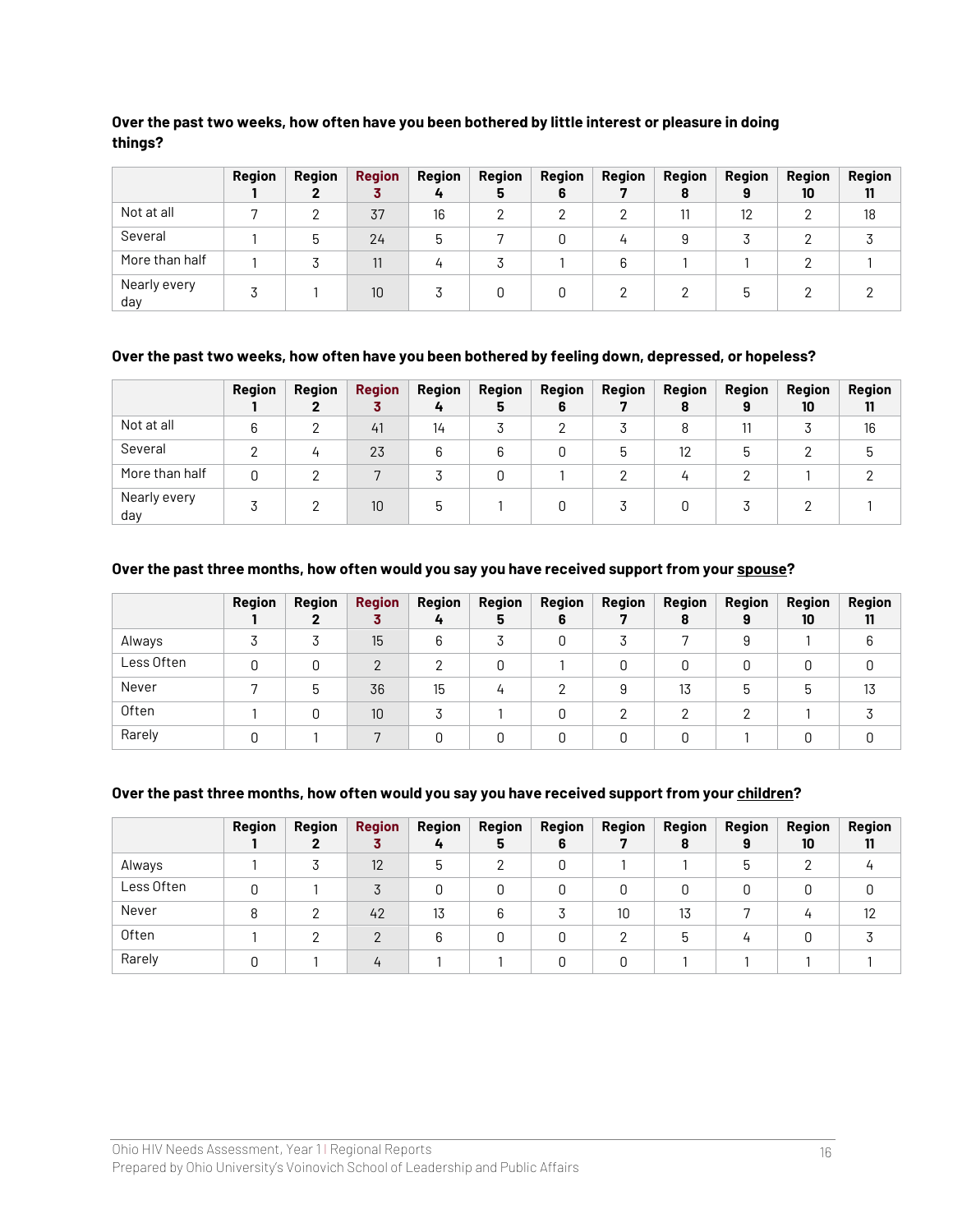**Over the past two weeks, how often have you been bothered by little interest or pleasure in doing things?**

| | Region 1 | Region 2 | Region 3 | Region 4 | Region 5 | Region 6 | Region 7 | Region 8 | Region 9 | Region 10 | Region 11 |
|---|---|---|---|---|---|---|---|---|---|---|---|
| Not at all | 7 | 2 | 37 | 16 | 2 | 2 | 2 | 11 | 12 | 2 | 18 |
| Several | 1 | 5 | 24 | 5 | 7 | 0 | 4 | 9 | 3 | 2 | 3 |
| More than half | 1 | 3 | 11 | 4 | 3 | 1 | 6 | 1 | 1 | 2 | 1 |
| Nearly every day | 3 | 1 | 10 | 3 | 0 | 0 | 2 | 2 | 5 | 2 | 2 |

**Over the past two weeks, how often have you been bothered by feeling down, depressed, or hopeless?**

| | Region 1 | Region 2 | Region 3 | Region 4 | Region 5 | Region 6 | Region 7 | Region 8 | Region 9 | Region 10 | Region 11 |
|---|---|---|---|---|---|---|---|---|---|---|---|
| Not at all | 6 | 2 | 41 | 14 | 3 | 2 | 3 | 8 | 11 | 3 | 16 |
| Several | 2 | 4 | 23 | 6 | 6 | 0 | 5 | 12 | 5 | 2 | 5 |
| More than half | 0 | 2 | 7 | 3 | 0 | 1 | 2 | 4 | 2 | 1 | 2 |
| Nearly every day | 3 | 2 | 10 | 5 | 1 | 0 | 3 | 0 | 3 | 2 | 1 |

**Over the past three months, how often would you say you have received support from your spouse?**

| | Region 1 | Region 2 | Region 3 | Region 4 | Region 5 | Region 6 | Region 7 | Region 8 | Region 9 | Region 10 | Region 11 |
|---|---|---|---|---|---|---|---|---|---|---|---|
| Always | 3 | 3 | 15 | 6 | 3 | 0 | 3 | 7 | 9 | 1 | 6 |
| Less Often | 0 | 0 | 2 | 2 | 0 | 1 | 0 | 0 | 0 | 0 | 0 |
| Never | 7 | 5 | 36 | 15 | 4 | 2 | 9 | 13 | 5 | 5 | 13 |
| Often | 1 | 0 | 10 | 3 | 1 | 0 | 2 | 2 | 2 | 1 | 3 |
| Rarely | 0 | 1 | 7 | 0 | 0 | 0 | 0 | 0 | 1 | 0 | 0 |

**Over the past three months, how often would you say you have received support from your children?**

| | Region 1 | Region 2 | Region 3 | Region 4 | Region 5 | Region 6 | Region 7 | Region 8 | Region 9 | Region 10 | Region 11 |
|---|---|---|---|---|---|---|---|---|---|---|---|
| Always | 1 | 3 | 12 | 5 | 2 | 0 | 1 | 1 | 5 | 2 | 4 |
| Less Often | 0 | 1 | 3 | 0 | 0 | 0 | 0 | 0 | 0 | 0 | 0 |
| Never | 8 | 2 | 42 | 13 | 6 | 3 | 10 | 13 | 7 | 4 | 12 |
| Often | 1 | 2 | 2 | 6 | 0 | 0 | 2 | 5 | 4 | 0 | 3 |
| Rarely | 0 | 1 | 4 | 1 | 1 | 0 | 0 | 1 | 1 | 1 | 1 |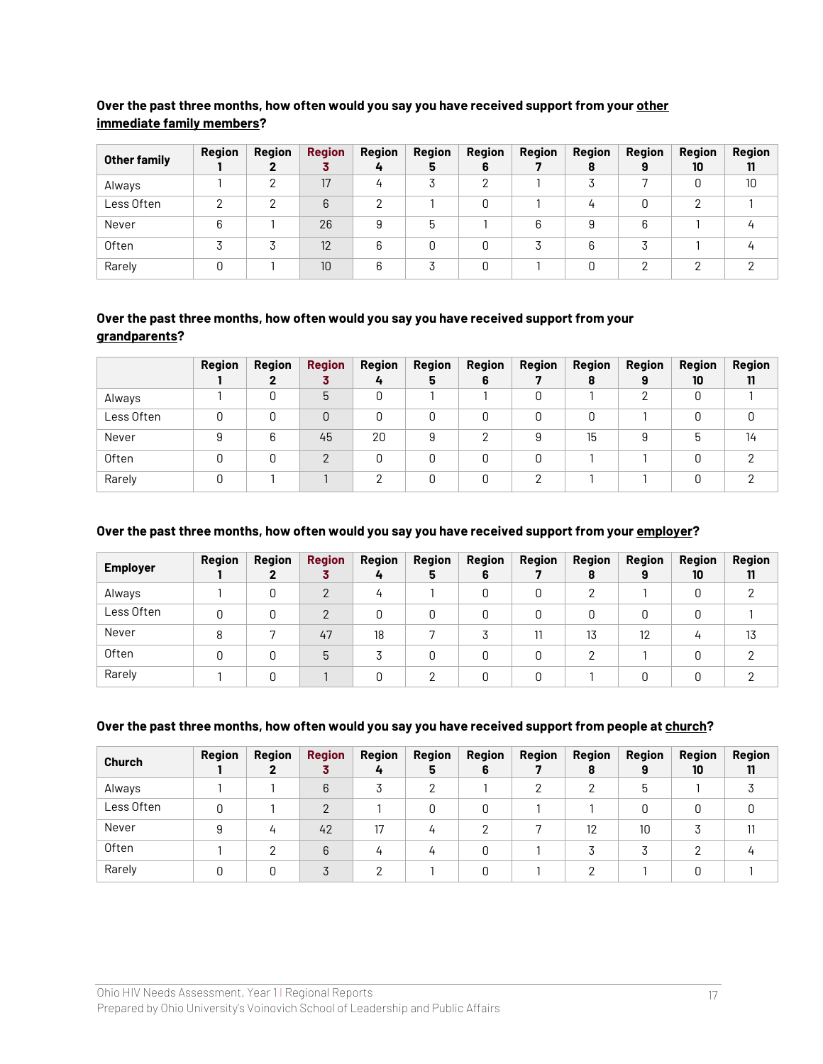**Over the past three months, how often would you say you have received support from your other immediate family members?**

| Other family | Region 1 | Region 2 | Region 3 | Region 4 | Region 5 | Region 6 | Region 7 | Region 8 | Region 9 | Region 10 | Region 11 |
|---|---|---|---|---|---|---|---|---|---|---|---|
| Always | 1 | 2 | 17 | 4 | 3 | 2 | 1 | 3 | 7 | 0 | 10 |
| Less Often | 2 | 2 | 6 | 2 | 1 | 0 | 1 | 4 | 0 | 2 | 1 |
| Never | 6 | 1 | 26 | 9 | 5 | 1 | 6 | 9 | 6 | 1 | 4 |
| Often | 3 | 3 | 12 | 6 | 0 | 0 | 3 | 6 | 3 | 1 | 4 |
| Rarely | 0 | 1 | 10 | 6 | 3 | 0 | 1 | 0 | 2 | 2 | 2 |

**Over the past three months, how often would you say you have received support from your grandparents?**

| | Region 1 | Region 2 | Region 3 | Region 4 | Region 5 | Region 6 | Region 7 | Region 8 | Region 9 | Region 10 | Region 11 |
|---|---|---|---|---|---|---|---|---|---|---|---|
| Always | 1 | 0 | 5 | 0 | 1 | 1 | 0 | 1 | 2 | 0 | 1 |
| Less Often | 0 | 0 | 0 | 0 | 0 | 0 | 0 | 0 | 1 | 0 | 0 |
| Never | 9 | 6 | 45 | 20 | 9 | 2 | 9 | 15 | 9 | 5 | 14 |
| Often | 0 | 0 | 2 | 0 | 0 | 0 | 0 | 1 | 1 | 0 | 2 |
| Rarely | 0 | 1 | 1 | 2 | 0 | 0 | 2 | 1 | 1 | 0 | 2 |

**Over the past three months, how often would you say you have received support from your employer?**

| Employer | Region 1 | Region 2 | Region 3 | Region 4 | Region 5 | Region 6 | Region 7 | Region 8 | Region 9 | Region 10 | Region 11 |
|---|---|---|---|---|---|---|---|---|---|---|---|
| Always | 1 | 0 | 2 | 4 | 1 | 0 | 0 | 2 | 1 | 0 | 2 |
| Less Often | 0 | 0 | 2 | 0 | 0 | 0 | 0 | 0 | 0 | 0 | 1 |
| Never | 8 | 7 | 47 | 18 | 7 | 3 | 11 | 13 | 12 | 4 | 13 |
| Often | 0 | 0 | 5 | 3 | 0 | 0 | 0 | 2 | 1 | 0 | 2 |
| Rarely | 1 | 0 | 1 | 0 | 2 | 0 | 0 | 1 | 0 | 0 | 2 |

**Over the past three months, how often would you say you have received support from people at church?**

| Church | Region 1 | Region 2 | Region 3 | Region 4 | Region 5 | Region 6 | Region 7 | Region 8 | Region 9 | Region 10 | Region 11 |
|---|---|---|---|---|---|---|---|---|---|---|---|
| Always | 1 | 1 | 6 | 3 | 2 | 1 | 2 | 2 | 5 | 1 | 3 |
| Less Often | 0 | 1 | 2 | 1 | 0 | 0 | 1 | 1 | 0 | 0 | 0 |
| Never | 9 | 4 | 42 | 17 | 4 | 2 | 7 | 12 | 10 | 3 | 11 |
| Often | 1 | 2 | 6 | 4 | 4 | 0 | 1 | 3 | 3 | 2 | 4 |
| Rarely | 0 | 0 | 3 | 2 | 1 | 0 | 1 | 2 | 1 | 0 | 1 |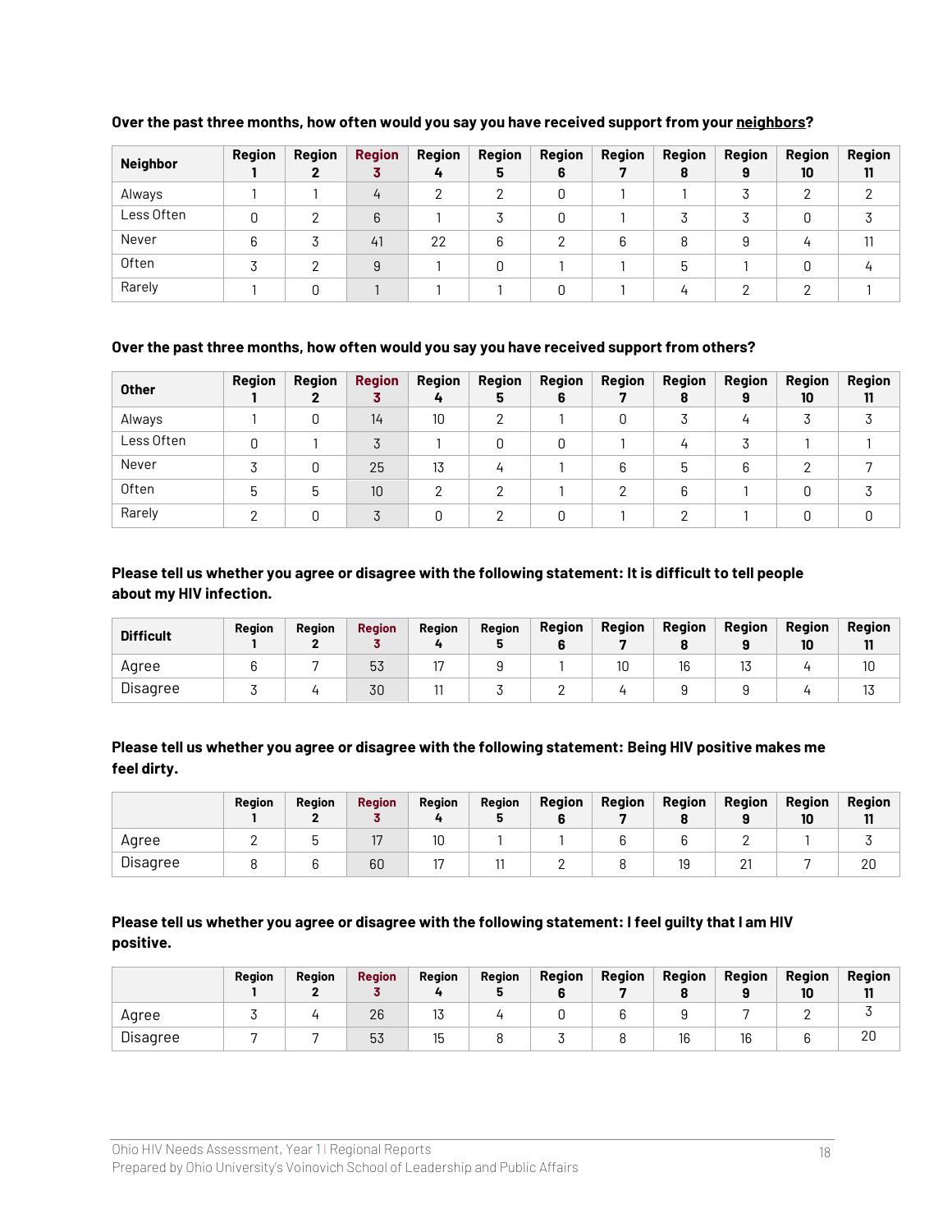**Over the past three months, how often would you say you have received support from your neighbors?**

| Neighbor | Region 1 | Region 2 | Region 3 | Region 4 | Region 5 | Region 6 | Region 7 | Region 8 | Region 9 | Region 10 | Region 11 |
|---|---|---|---|---|---|---|---|---|---|---|---|
| Always | 1 | 1 | 4 | 2 | 2 | 0 | 1 | 1 | 3 | 2 | 2 |
| Less Often | 0 | 2 | 6 | 1 | 3 | 0 | 1 | 3 | 3 | 0 | 3 |
| Never | 6 | 3 | 41 | 22 | 6 | 2 | 6 | 8 | 9 | 4 | 11 |
| Often | 3 | 2 | 9 | 1 | 0 | 1 | 1 | 5 | 1 | 0 | 4 |
| Rarely | 1 | 0 | 1 | 1 | 1 | 0 | 1 | 4 | 2 | 2 | 1 |

**Over the past three months, how often would you say you have received support from others?**

| Other | Region 1 | Region 2 | Region 3 | Region 4 | Region 5 | Region 6 | Region 7 | Region 8 | Region 9 | Region 10 | Region 11 |
|---|---|---|---|---|---|---|---|---|---|---|---|
| Always | 1 | 0 | 14 | 10 | 2 | 1 | 0 | 3 | 4 | 3 | 3 |
| Less Often | 0 | 1 | 3 | 1 | 0 | 0 | 1 | 4 | 3 | 1 | 1 |
| Never | 3 | 0 | 25 | 13 | 4 | 1 | 6 | 5 | 6 | 2 | 7 |
| Often | 5 | 5 | 10 | 2 | 2 | 1 | 2 | 6 | 1 | 0 | 3 |
| Rarely | 2 | 0 | 3 | 0 | 2 | 0 | 1 | 2 | 1 | 0 | 0 |

**Please tell us whether you agree or disagree with the following statement: It is difficult to tell people about my HIV infection.**

| Difficult | Region 1 | Region 2 | Region 3 | Region 4 | Region 5 | Region 6 | Region 7 | Region 8 | Region 9 | Region 10 | Region 11 |
|---|---|---|---|---|---|---|---|---|---|---|---|
| Agree | 6 | 7 | 53 | 17 | 9 | 1 | 10 | 16 | 13 | 4 | 10 |
| Disagree | 3 | 4 | 30 | 11 | 3 | 2 | 4 | 9 | 9 | 4 | 13 |

**Please tell us whether you agree or disagree with the following statement: Being HIV positive makes me feel dirty.**

| | Region 1 | Region 2 | Region 3 | Region 4 | Region 5 | Region 6 | Region 7 | Region 8 | Region 9 | Region 10 | Region 11 |
|---|---|---|---|---|---|---|---|---|---|---|---|
| Agree | 2 | 5 | 17 | 10 | 1 | 1 | 6 | 6 | 2 | 1 | 3 |
| Disagree | 8 | 6 | 60 | 17 | 11 | 2 | 8 | 19 | 21 | 7 | 20 |

**Please tell us whether you agree or disagree with the following statement: I feel guilty that I am HIV positive.**

| | Region 1 | Region 2 | Region 3 | Region 4 | Region 5 | Region 6 | Region 7 | Region 8 | Region 9 | Region 10 | Region 11 |
|---|---|---|---|---|---|---|---|---|---|---|---|
| Agree | 3 | 4 | 26 | 13 | 4 | 0 | 6 | 9 | 7 | 2 | 3 |
| Disagree | 7 | 7 | 53 | 15 | 8 | 3 | 8 | 16 | 16 | 6 | 20 |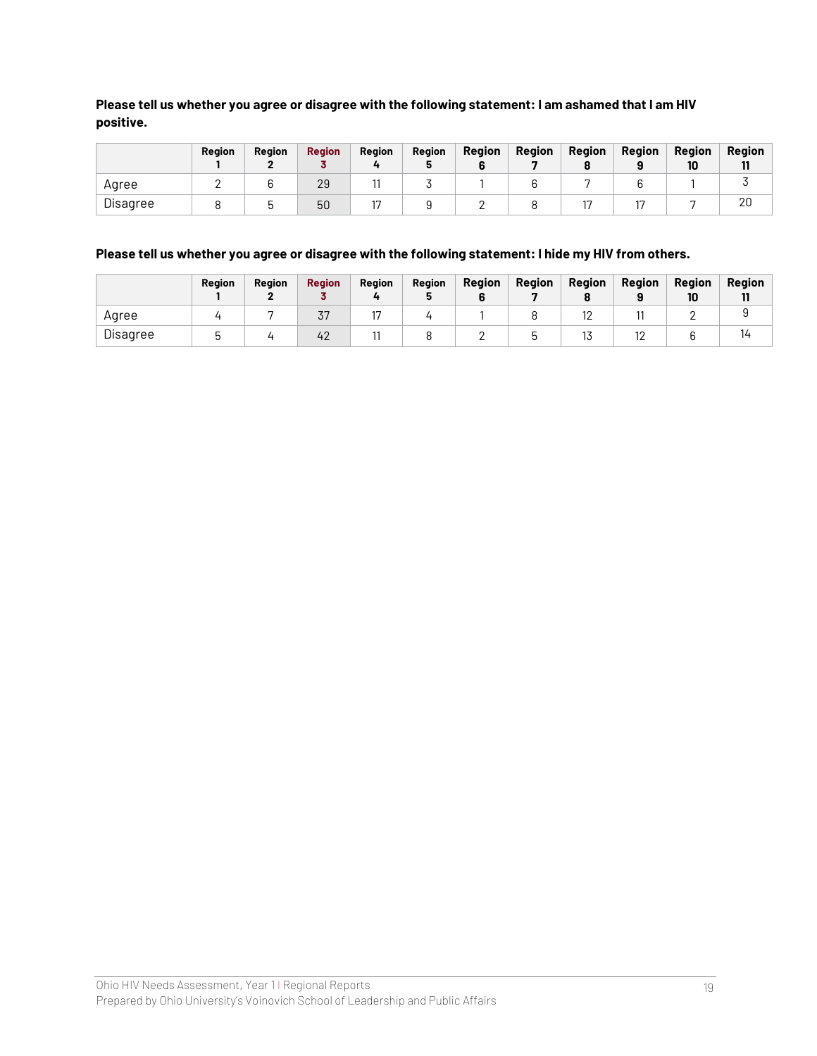**Please tell us whether you agree or disagree with the following statement: I am ashamed that I am HIV positive.**

| | Region 1 | Region 2 | Region 3 | Region 4 | Region 5 | Region 6 | Region 7 | Region 8 | Region 9 | Region 10 | Region 11 |
|---|---|---|---|---|---|---|---|---|---|---|---|
| Agree | 2 | 6 | 29 | 11 | 3 | 1 | 6 | 7 | 6 | 1 | 3 |
| Disagree | 8 | 5 | 50 | 17 | 9 | 2 | 8 | 17 | 17 | 7 | 20 |

**Please tell us whether you agree or disagree with the following statement: I hide my HIV from others.**

| | Region 1 | Region 2 | Region 3 | Region 4 | Region 5 | Region 6 | Region 7 | Region 8 | Region 9 | Region 10 | Region 11 |
|---|---|---|---|---|---|---|---|---|---|---|---|
| Agree | 4 | 7 | 37 | 17 | 4 | 1 | 8 | 12 | 11 | 2 | 9 |
| Disagree | 5 | 4 | 42 | 11 | 8 | 2 | 5 | 13 | 12 | 6 | 14 |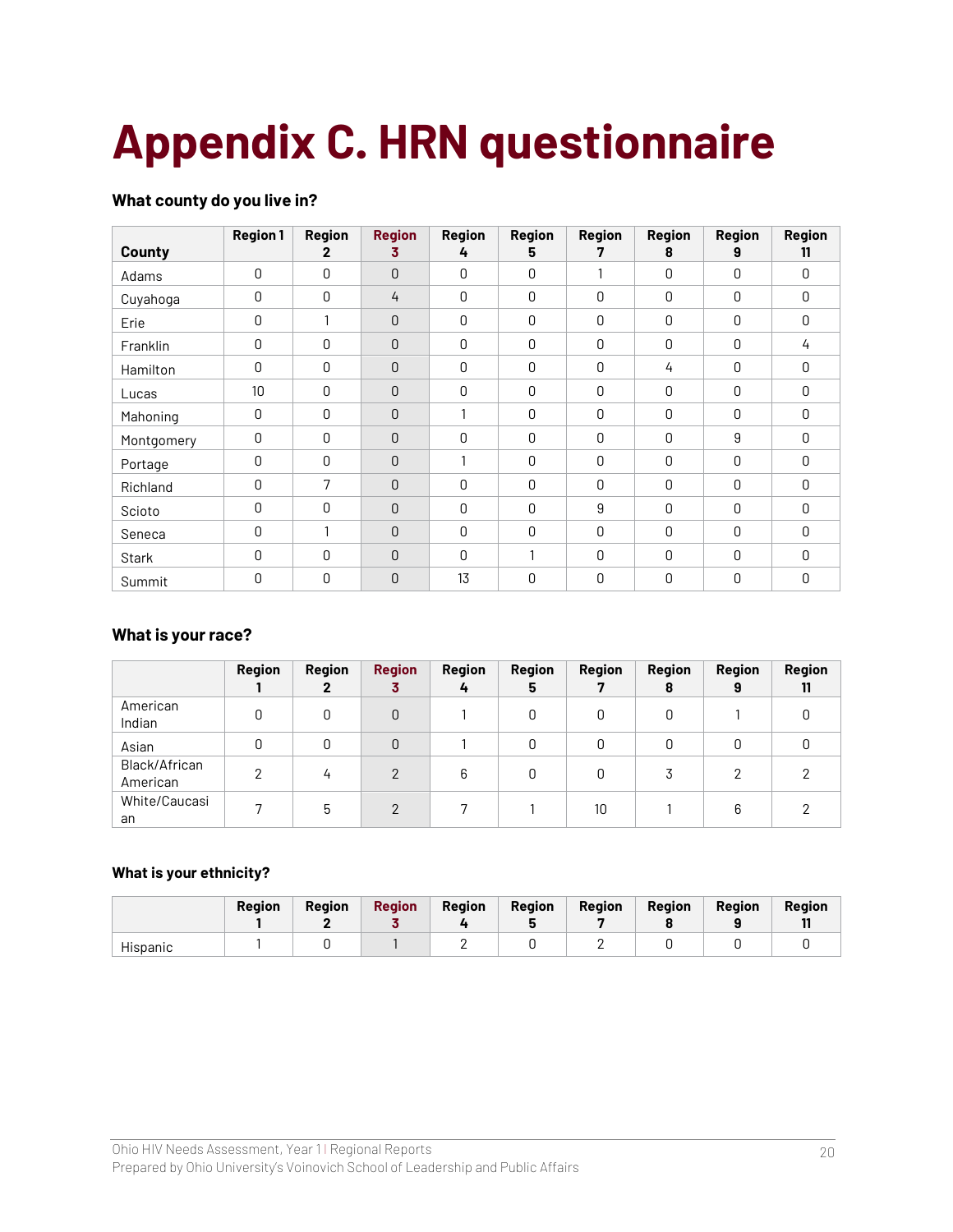// Appendix C. HRN questionnaire

# Appendix C. HRN questionnaire

### What county do you live in?

| County | Region 1 | Region 2 | Region 3 | Region 4 | Region 5 | Region 7 | Region 8 | Region 9 | Region 11 |
|---|---|---|---|---|---|---|---|---|---|
| Adams | 0 | 0 | 0 | 0 | 0 | 1 | 0 | 0 | 0 |
| Cuyahoga | 0 | 0 | 4 | 0 | 0 | 0 | 0 | 0 | 0 |
| Erie | 0 | 1 | 0 | 0 | 0 | 0 | 0 | 0 | 0 |
| Franklin | 0 | 0 | 0 | 0 | 0 | 0 | 0 | 0 | 4 |
| Hamilton | 0 | 0 | 0 | 0 | 0 | 0 | 4 | 0 | 0 |
| Lucas | 10 | 0 | 0 | 0 | 0 | 0 | 0 | 0 | 0 |
| Mahoning | 0 | 0 | 0 | 1 | 0 | 0 | 0 | 0 | 0 |
| Montgomery | 0 | 0 | 0 | 0 | 0 | 0 | 0 | 9 | 0 |
| Portage | 0 | 0 | 0 | 1 | 0 | 0 | 0 | 0 | 0 |
| Richland | 0 | 7 | 0 | 0 | 0 | 0 | 0 | 0 | 0 |
| Scioto | 0 | 0 | 0 | 0 | 0 | 9 | 0 | 0 | 0 |
| Seneca | 0 | 1 | 0 | 0 | 0 | 0 | 0 | 0 | 0 |
| Stark | 0 | 0 | 0 | 0 | 1 | 0 | 0 | 0 | 0 |
| Summit | 0 | 0 | 0 | 13 | 0 | 0 | 0 | 0 | 0 |

### What is your race?

| | Region 1 | Region 2 | Region 3 | Region 4 | Region 5 | Region 7 | Region 8 | Region 9 | Region 11 |
|---|---|---|---|---|---|---|---|---|---|
| American Indian | 0 | 0 | 0 | 1 | 0 | 0 | 0 | 1 | 0 |
| Asian | 0 | 0 | 0 | 1 | 0 | 0 | 0 | 0 | 0 |
| Black/African American | 2 | 4 | 2 | 6 | 0 | 0 | 3 | 2 | 2 |
| White/Caucasian | 7 | 5 | 2 | 7 | 1 | 10 | 1 | 6 | 2 |

### What is your ethnicity?

| | Region 1 | Region 2 | Region 3 | Region 4 | Region 5 | Region 7 | Region 8 | Region 9 | Region 11 |
|---|---|---|---|---|---|---|---|---|---|
| Hispanic | 1 | 0 | 1 | 2 | 0 | 2 | 0 | 0 | 0 |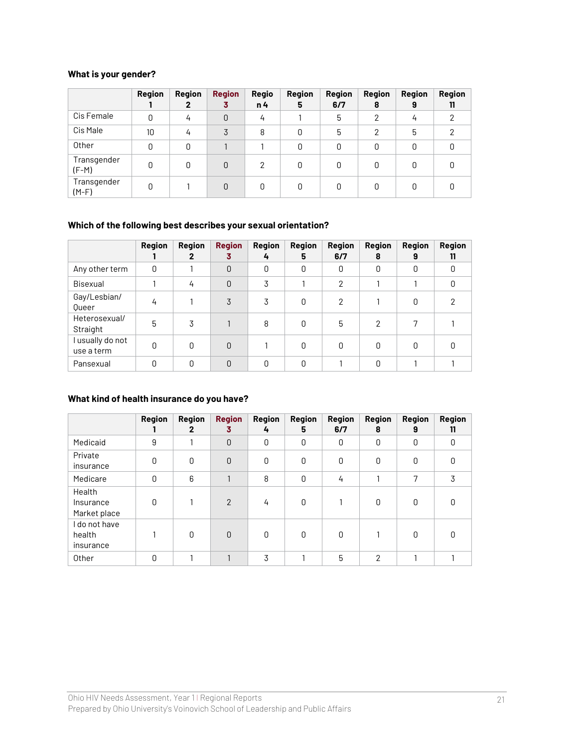**What is your gender?**

| | Region 1 | Region 2 | Region 3 | Regio n 4 | Region 5 | Region 6/7 | Region 8 | Region 9 | Region 11 |
|---|---|---|---|---|---|---|---|---|---|
| Cis Female | 0 | 4 | 0 | 4 | 1 | 5 | 2 | 4 | 2 |
| Cis Male | 10 | 4 | 3 | 8 | 0 | 5 | 2 | 5 | 2 |
| Other | 0 | 0 | 1 | 1 | 0 | 0 | 0 | 0 | 0 |
| Transgender (F-M) | 0 | 0 | 0 | 2 | 0 | 0 | 0 | 0 | 0 |
| Transgender (M-F) | 0 | 1 | 0 | 0 | 0 | 0 | 0 | 0 | 0 |

**Which of the following best describes your sexual orientation?**

| | Region 1 | Region 2 | Region 3 | Region 4 | Region 5 | Region 6/7 | Region 8 | Region 9 | Region 11 |
|---|---|---|---|---|---|---|---|---|---|
| Any other term | 0 | 1 | 0 | 0 | 0 | 0 | 0 | 0 | 0 |
| Bisexual | 1 | 4 | 0 | 3 | 1 | 2 | 1 | 1 | 0 |
| Gay/Lesbian/ Queer | 4 | 1 | 3 | 3 | 0 | 2 | 1 | 0 | 2 |
| Heterosexual/ Straight | 5 | 3 | 1 | 8 | 0 | 5 | 2 | 7 | 1 |
| I usually do not use a term | 0 | 0 | 0 | 1 | 0 | 0 | 0 | 0 | 0 |
| Pansexual | 0 | 0 | 0 | 0 | 0 | 1 | 0 | 1 | 1 |

**What kind of health insurance do you have?**

| | Region 1 | Region 2 | Region 3 | Region 4 | Region 5 | Region 6/7 | Region 8 | Region 9 | Region 11 |
|---|---|---|---|---|---|---|---|---|---|
| Medicaid | 9 | 1 | 0 | 0 | 0 | 0 | 0 | 0 | 0 |
| Private insurance | 0 | 0 | 0 | 0 | 0 | 0 | 0 | 0 | 0 |
| Medicare | 0 | 6 | 1 | 8 | 0 | 4 | 1 | 7 | 3 |
| Health Insurance Market place | 0 | 1 | 2 | 4 | 0 | 1 | 0 | 0 | 0 |
| I do not have health insurance | 1 | 0 | 0 | 0 | 0 | 0 | 1 | 0 | 0 |
| Other | 0 | 1 | 1 | 3 | 1 | 5 | 2 | 1 | 1 |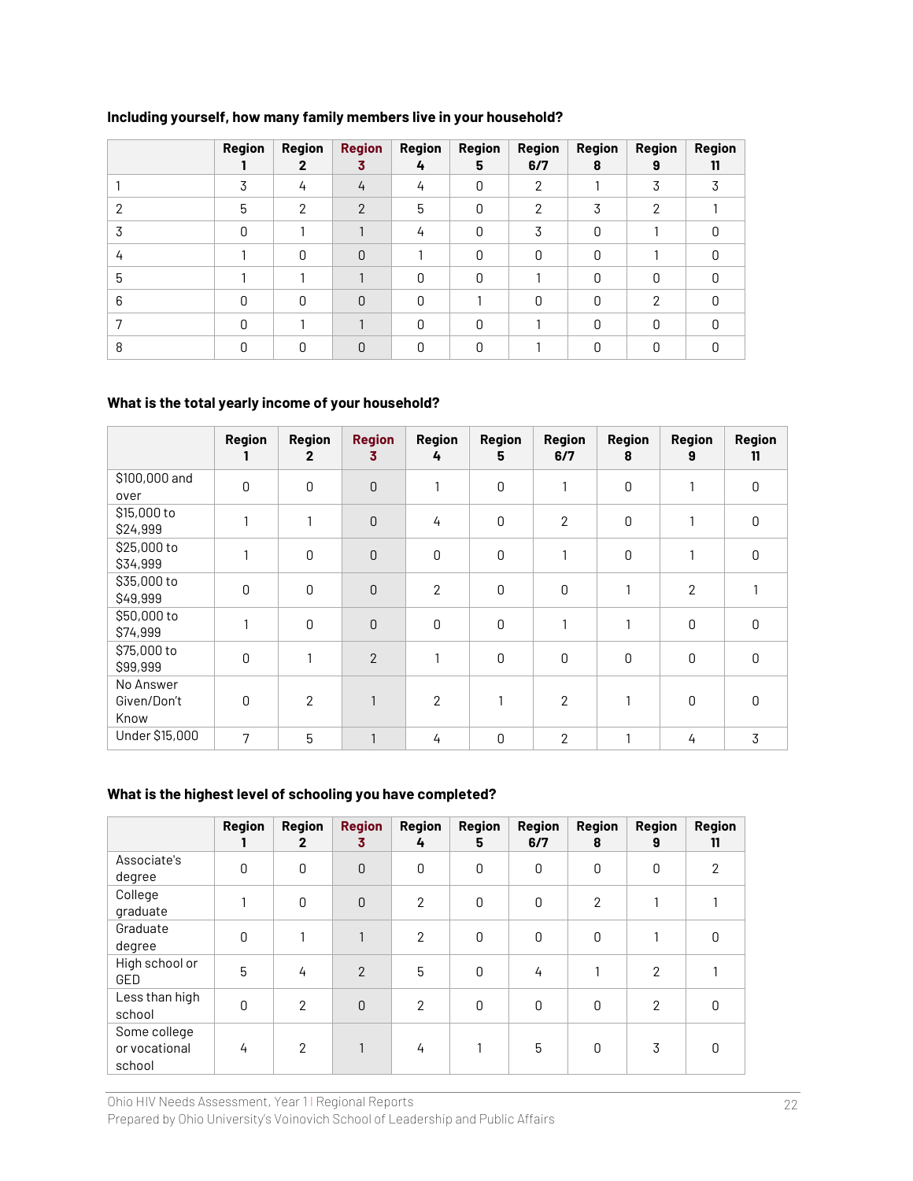**Including yourself, how many family members live in your household?**

| | Region 1 | Region 2 | Region 3 | Region 4 | Region 5 | Region 6/7 | Region 8 | Region 9 | Region 11 |
|---|---|---|---|---|---|---|---|---|---|
| 1 | 3 | 4 | 4 | 4 | 0 | 2 | 1 | 3 | 3 |
| 2 | 5 | 2 | 2 | 5 | 0 | 2 | 3 | 2 | 1 |
| 3 | 0 | 1 | 1 | 4 | 0 | 3 | 0 | 1 | 0 |
| 4 | 1 | 0 | 0 | 1 | 0 | 0 | 0 | 1 | 0 |
| 5 | 1 | 1 | 1 | 0 | 0 | 1 | 0 | 0 | 0 |
| 6 | 0 | 0 | 0 | 0 | 1 | 0 | 0 | 2 | 0 |
| 7 | 0 | 1 | 1 | 0 | 0 | 1 | 0 | 0 | 0 |
| 8 | 0 | 0 | 0 | 0 | 0 | 1 | 0 | 0 | 0 |

**What is the total yearly income of your household?**

| | Region 1 | Region 2 | Region 3 | Region 4 | Region 5 | Region 6/7 | Region 8 | Region 9 | Region 11 |
|---|---|---|---|---|---|---|---|---|---|
| $100,000 and over | 0 | 0 | 0 | 1 | 0 | 1 | 0 | 1 | 0 |
| $15,000 to $24,999 | 1 | 1 | 0 | 4 | 0 | 2 | 0 | 1 | 0 |
| $25,000 to $34,999 | 1 | 0 | 0 | 0 | 0 | 1 | 0 | 1 | 0 |
| $35,000 to $49,999 | 0 | 0 | 0 | 2 | 0 | 0 | 1 | 2 | 1 |
| $50,000 to $74,999 | 1 | 0 | 0 | 0 | 0 | 1 | 1 | 0 | 0 |
| $75,000 to $99,999 | 0 | 1 | 2 | 1 | 0 | 0 | 0 | 0 | 0 |
| No Answer Given/Don't Know | 0 | 2 | 1 | 2 | 1 | 2 | 1 | 0 | 0 |
| Under $15,000 | 7 | 5 | 1 | 4 | 0 | 2 | 1 | 4 | 3 |

**What is the highest level of schooling you have completed?**

| | Region 1 | Region 2 | Region 3 | Region 4 | Region 5 | Region 6/7 | Region 8 | Region 9 | Region 11 |
|---|---|---|---|---|---|---|---|---|---|
| Associate's degree | 0 | 0 | 0 | 0 | 0 | 0 | 0 | 0 | 2 |
| College graduate | 1 | 0 | 0 | 2 | 0 | 0 | 2 | 1 | 1 |
| Graduate degree | 0 | 1 | 1 | 2 | 0 | 0 | 0 | 1 | 0 |
| High school or GED | 5 | 4 | 2 | 5 | 0 | 4 | 1 | 2 | 1 |
| Less than high school | 0 | 2 | 0 | 2 | 0 | 0 | 0 | 2 | 0 |
| Some college or vocational school | 4 | 2 | 1 | 4 | 1 | 5 | 0 | 3 | 0 |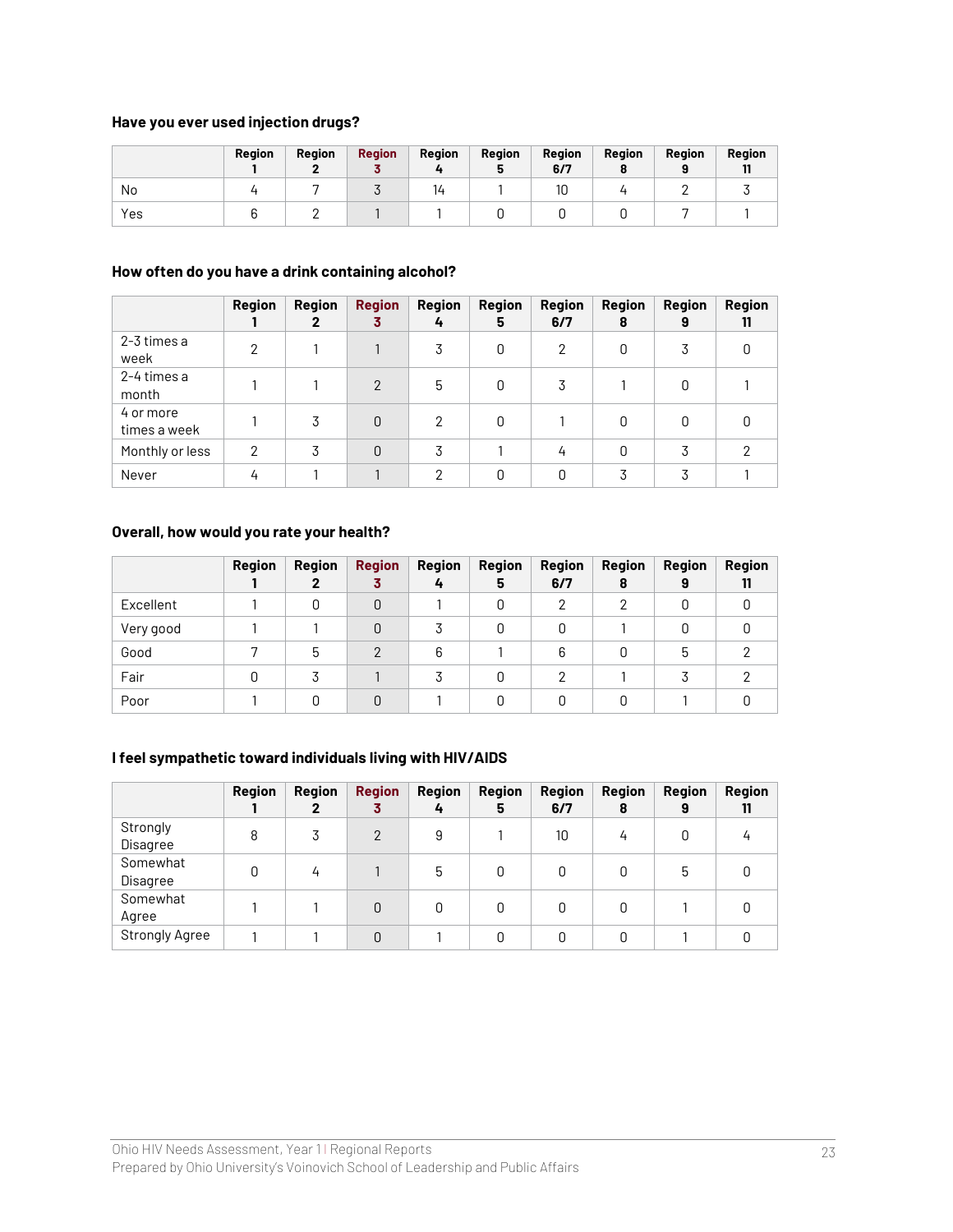### Have you ever used injection drugs?

| | Region 1 | Region 2 | Region 3 | Region 4 | Region 5 | Region 6/7 | Region 8 | Region 9 | Region 11 |
|---|---|---|---|---|---|---|---|---|---|
| No | 4 | 7 | 3 | 14 | 1 | 10 | 4 | 2 | 3 |
| Yes | 6 | 2 | 1 | 1 | 0 | 0 | 0 | 7 | 1 |

### How often do you have a drink containing alcohol?

| | Region 1 | Region 2 | Region 3 | Region 4 | Region 5 | Region 6/7 | Region 8 | Region 9 | Region 11 |
|---|---|---|---|---|---|---|---|---|---|
| 2-3 times a week | 2 | 1 | 1 | 3 | 0 | 2 | 0 | 3 | 0 |
| 2-4 times a month | 1 | 1 | 2 | 5 | 0 | 3 | 1 | 0 | 1 |
| 4 or more times a week | 1 | 3 | 0 | 2 | 0 | 1 | 0 | 0 | 0 |
| Monthly or less | 2 | 3 | 0 | 3 | 1 | 4 | 0 | 3 | 2 |
| Never | 4 | 1 | 1 | 2 | 0 | 0 | 3 | 3 | 1 |

### Overall, how would you rate your health?

| | Region 1 | Region 2 | Region 3 | Region 4 | Region 5 | Region 6/7 | Region 8 | Region 9 | Region 11 |
|---|---|---|---|---|---|---|---|---|---|
| Excellent | 1 | 0 | 0 | 1 | 0 | 2 | 2 | 0 | 0 |
| Very good | 1 | 1 | 0 | 3 | 0 | 0 | 1 | 0 | 0 |
| Good | 7 | 5 | 2 | 6 | 1 | 6 | 0 | 5 | 2 |
| Fair | 0 | 3 | 1 | 3 | 0 | 2 | 1 | 3 | 2 |
| Poor | 1 | 0 | 0 | 1 | 0 | 0 | 0 | 1 | 0 |

### I feel sympathetic toward individuals living with HIV/AIDS

| | Region 1 | Region 2 | Region 3 | Region 4 | Region 5 | Region 6/7 | Region 8 | Region 9 | Region 11 |
|---|---|---|---|---|---|---|---|---|---|
| Strongly Disagree | 8 | 3 | 2 | 9 | 1 | 10 | 4 | 0 | 4 |
| Somewhat Disagree | 0 | 4 | 1 | 5 | 0 | 0 | 0 | 5 | 0 |
| Somewhat Agree | 1 | 1 | 0 | 0 | 0 | 0 | 0 | 1 | 0 |
| Strongly Agree | 1 | 1 | 0 | 1 | 0 | 0 | 0 | 1 | 0 |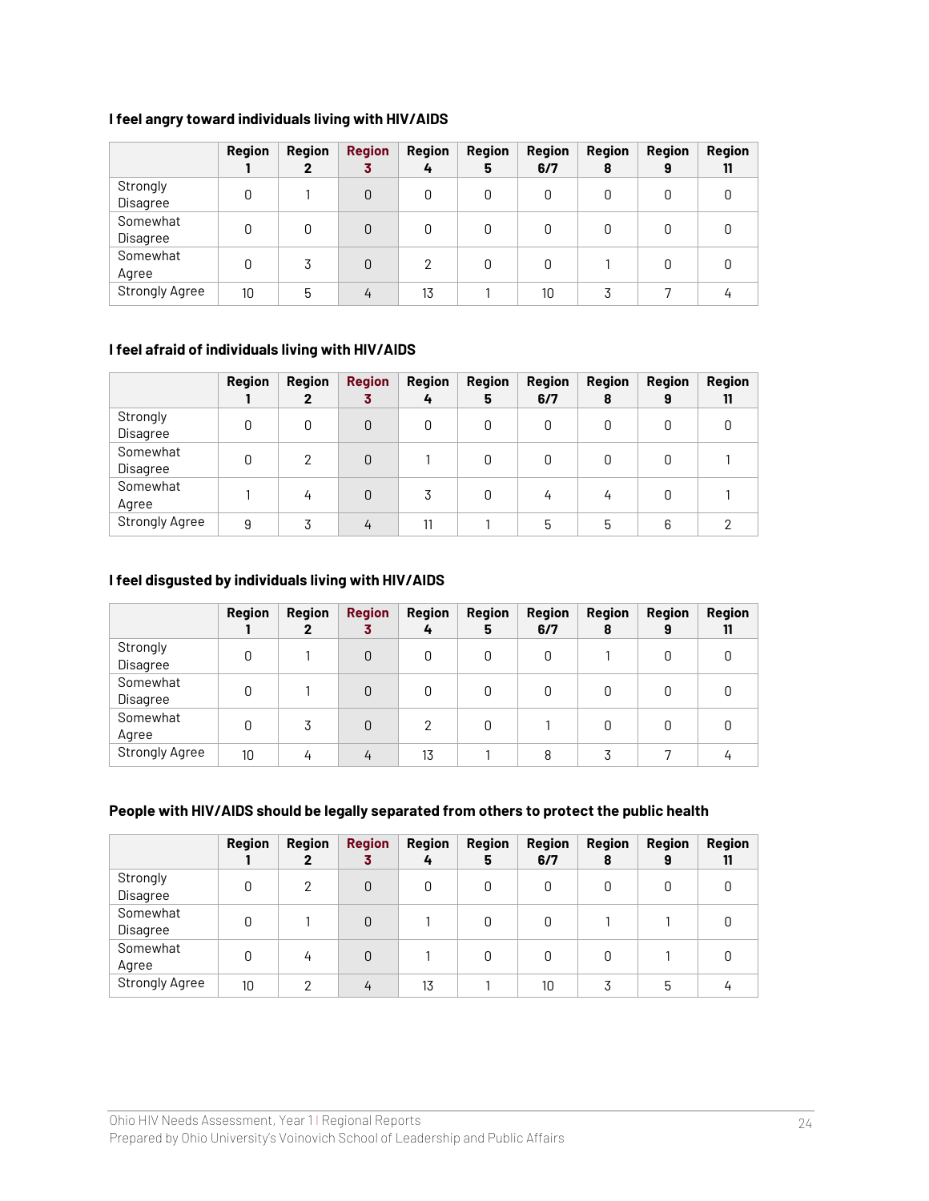**I feel angry toward individuals living with HIV/AIDS**

| | Region 1 | Region 2 | Region 3 | Region 4 | Region 5 | Region 6/7 | Region 8 | Region 9 | Region 11 |
|---|---|---|---|---|---|---|---|---|---|
| Strongly Disagree | 0 | 1 | 0 | 0 | 0 | 0 | 0 | 0 | 0 |
| Somewhat Disagree | 0 | 0 | 0 | 0 | 0 | 0 | 0 | 0 | 0 |
| Somewhat Agree | 0 | 3 | 0 | 2 | 0 | 0 | 1 | 0 | 0 |
| Strongly Agree | 10 | 5 | 4 | 13 | 1 | 10 | 3 | 7 | 4 |

**I feel afraid of individuals living with HIV/AIDS**

| | Region 1 | Region 2 | Region 3 | Region 4 | Region 5 | Region 6/7 | Region 8 | Region 9 | Region 11 |
|---|---|---|---|---|---|---|---|---|---|
| Strongly Disagree | 0 | 0 | 0 | 0 | 0 | 0 | 0 | 0 | 0 |
| Somewhat Disagree | 0 | 2 | 0 | 1 | 0 | 0 | 0 | 0 | 1 |
| Somewhat Agree | 1 | 4 | 0 | 3 | 0 | 4 | 4 | 0 | 1 |
| Strongly Agree | 9 | 3 | 4 | 11 | 1 | 5 | 5 | 6 | 2 |

**I feel disgusted by individuals living with HIV/AIDS**

| | Region 1 | Region 2 | Region 3 | Region 4 | Region 5 | Region 6/7 | Region 8 | Region 9 | Region 11 |
|---|---|---|---|---|---|---|---|---|---|
| Strongly Disagree | 0 | 1 | 0 | 0 | 0 | 0 | 1 | 0 | 0 |
| Somewhat Disagree | 0 | 1 | 0 | 0 | 0 | 0 | 0 | 0 | 0 |
| Somewhat Agree | 0 | 3 | 0 | 2 | 0 | 1 | 0 | 0 | 0 |
| Strongly Agree | 10 | 4 | 4 | 13 | 1 | 8 | 3 | 7 | 4 |

**People with HIV/AIDS should be legally separated from others to protect the public health**

| | Region 1 | Region 2 | Region 3 | Region 4 | Region 5 | Region 6/7 | Region 8 | Region 9 | Region 11 |
|---|---|---|---|---|---|---|---|---|---|
| Strongly Disagree | 0 | 2 | 0 | 0 | 0 | 0 | 0 | 0 | 0 |
| Somewhat Disagree | 0 | 1 | 0 | 1 | 0 | 0 | 1 | 1 | 0 |
| Somewhat Agree | 0 | 4 | 0 | 1 | 0 | 0 | 0 | 1 | 0 |
| Strongly Agree | 10 | 2 | 4 | 13 | 1 | 10 | 3 | 5 | 4 |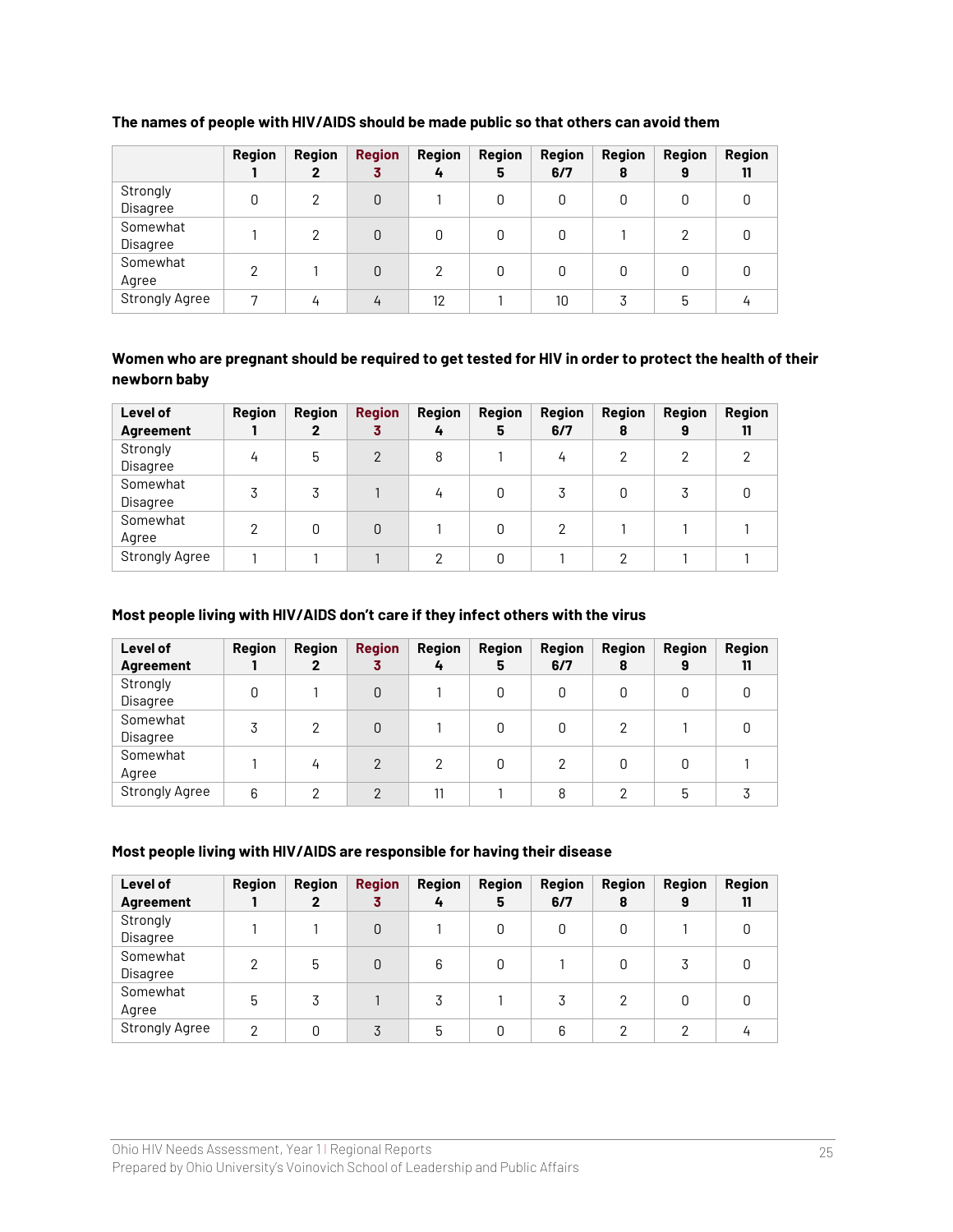**The names of people with HIV/AIDS should be made public so that others can avoid them**

| | Region 1 | Region 2 | Region 3 | Region 4 | Region 5 | Region 6/7 | Region 8 | Region 9 | Region 11 |
|---|---|---|---|---|---|---|---|---|---|
| Strongly Disagree | 0 | 2 | 0 | 1 | 0 | 0 | 0 | 0 | 0 |
| Somewhat Disagree | 1 | 2 | 0 | 0 | 0 | 0 | 1 | 2 | 0 |
| Somewhat Agree | 2 | 1 | 0 | 2 | 0 | 0 | 0 | 0 | 0 |
| Strongly Agree | 7 | 4 | 4 | 12 | 1 | 10 | 3 | 5 | 4 |

**Women who are pregnant should be required to get tested for HIV in order to protect the health of their newborn baby**

| Level of Agreement | Region 1 | Region 2 | Region 3 | Region 4 | Region 5 | Region 6/7 | Region 8 | Region 9 | Region 11 |
|---|---|---|---|---|---|---|---|---|---|
| Strongly Disagree | 4 | 5 | 2 | 8 | 1 | 4 | 2 | 2 | 2 |
| Somewhat Disagree | 3 | 3 | 1 | 4 | 0 | 3 | 0 | 3 | 0 |
| Somewhat Agree | 2 | 0 | 0 | 1 | 0 | 2 | 1 | 1 | 1 |
| Strongly Agree | 1 | 1 | 1 | 2 | 0 | 1 | 2 | 1 | 1 |

**Most people living with HIV/AIDS don't care if they infect others with the virus**

| Level of Agreement | Region 1 | Region 2 | Region 3 | Region 4 | Region 5 | Region 6/7 | Region 8 | Region 9 | Region 11 |
|---|---|---|---|---|---|---|---|---|---|
| Strongly Disagree | 0 | 1 | 0 | 1 | 0 | 0 | 0 | 0 | 0 |
| Somewhat Disagree | 3 | 2 | 0 | 1 | 0 | 0 | 2 | 1 | 0 |
| Somewhat Agree | 1 | 4 | 2 | 2 | 0 | 2 | 0 | 0 | 1 |
| Strongly Agree | 6 | 2 | 2 | 11 | 1 | 8 | 2 | 5 | 3 |

**Most people living with HIV/AIDS are responsible for having their disease**

| Level of Agreement | Region 1 | Region 2 | Region 3 | Region 4 | Region 5 | Region 6/7 | Region 8 | Region 9 | Region 11 |
|---|---|---|---|---|---|---|---|---|---|
| Strongly Disagree | 1 | 1 | 0 | 1 | 0 | 0 | 0 | 1 | 0 |
| Somewhat Disagree | 2 | 5 | 0 | 6 | 0 | 1 | 0 | 3 | 0 |
| Somewhat Agree | 5 | 3 | 1 | 3 | 1 | 3 | 2 | 0 | 0 |
| Strongly Agree | 2 | 0 | 3 | 5 | 0 | 6 | 2 | 2 | 4 |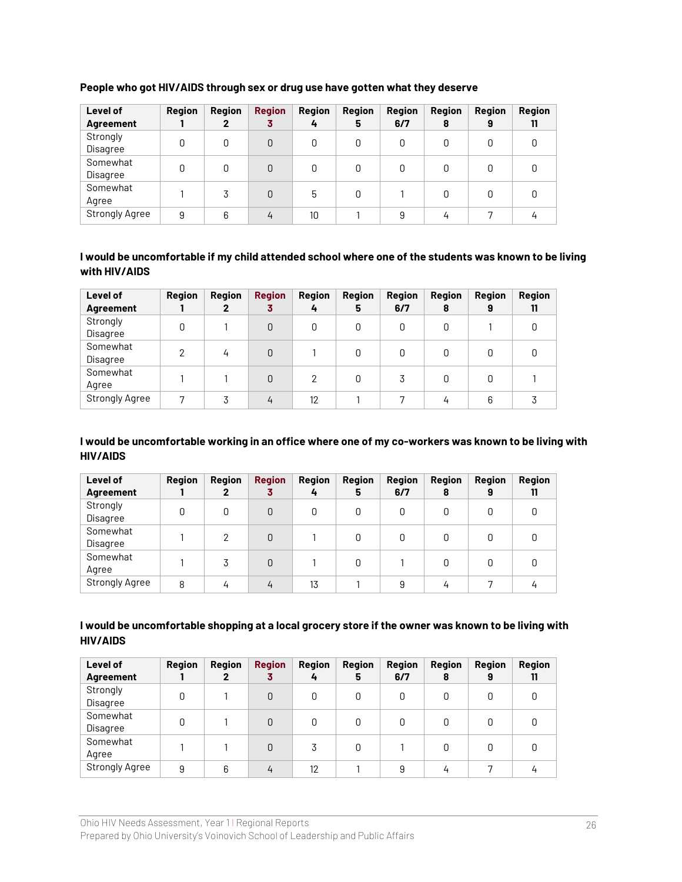**People who got HIV/AIDS through sex or drug use have gotten what they deserve**

| Level of Agreement | Region 1 | Region 2 | Region 3 | Region 4 | Region 5 | Region 6/7 | Region 8 | Region 9 | Region 11 |
|---|---|---|---|---|---|---|---|---|---|
| Strongly Disagree | 0 | 0 | 0 | 0 | 0 | 0 | 0 | 0 | 0 |
| Somewhat Disagree | 0 | 0 | 0 | 0 | 0 | 0 | 0 | 0 | 0 |
| Somewhat Agree | 1 | 3 | 0 | 5 | 0 | 1 | 0 | 0 | 0 |
| Strongly Agree | 9 | 6 | 4 | 10 | 1 | 9 | 4 | 7 | 4 |

**I would be uncomfortable if my child attended school where one of the students was known to be living with HIV/AIDS**

| Level of Agreement | Region 1 | Region 2 | Region 3 | Region 4 | Region 5 | Region 6/7 | Region 8 | Region 9 | Region 11 |
|---|---|---|---|---|---|---|---|---|---|
| Strongly Disagree | 0 | 1 | 0 | 0 | 0 | 0 | 0 | 1 | 0 |
| Somewhat Disagree | 2 | 4 | 0 | 1 | 0 | 0 | 0 | 0 | 0 |
| Somewhat Agree | 1 | 1 | 0 | 2 | 0 | 3 | 0 | 0 | 1 |
| Strongly Agree | 7 | 3 | 4 | 12 | 1 | 7 | 4 | 6 | 3 |

**I would be uncomfortable working in an office where one of my co-workers was known to be living with HIV/AIDS**

| Level of Agreement | Region 1 | Region 2 | Region 3 | Region 4 | Region 5 | Region 6/7 | Region 8 | Region 9 | Region 11 |
|---|---|---|---|---|---|---|---|---|---|
| Strongly Disagree | 0 | 0 | 0 | 0 | 0 | 0 | 0 | 0 | 0 |
| Somewhat Disagree | 1 | 2 | 0 | 1 | 0 | 0 | 0 | 0 | 0 |
| Somewhat Agree | 1 | 3 | 0 | 1 | 0 | 1 | 0 | 0 | 0 |
| Strongly Agree | 8 | 4 | 4 | 13 | 1 | 9 | 4 | 7 | 4 |

**I would be uncomfortable shopping at a local grocery store if the owner was known to be living with HIV/AIDS**

| Level of Agreement | Region 1 | Region 2 | Region 3 | Region 4 | Region 5 | Region 6/7 | Region 8 | Region 9 | Region 11 |
|---|---|---|---|---|---|---|---|---|---|
| Strongly Disagree | 0 | 1 | 0 | 0 | 0 | 0 | 0 | 0 | 0 |
| Somewhat Disagree | 0 | 1 | 0 | 0 | 0 | 0 | 0 | 0 | 0 |
| Somewhat Agree | 1 | 1 | 0 | 3 | 0 | 1 | 0 | 0 | 0 |
| Strongly Agree | 9 | 6 | 4 | 12 | 1 | 9 | 4 | 7 | 4 |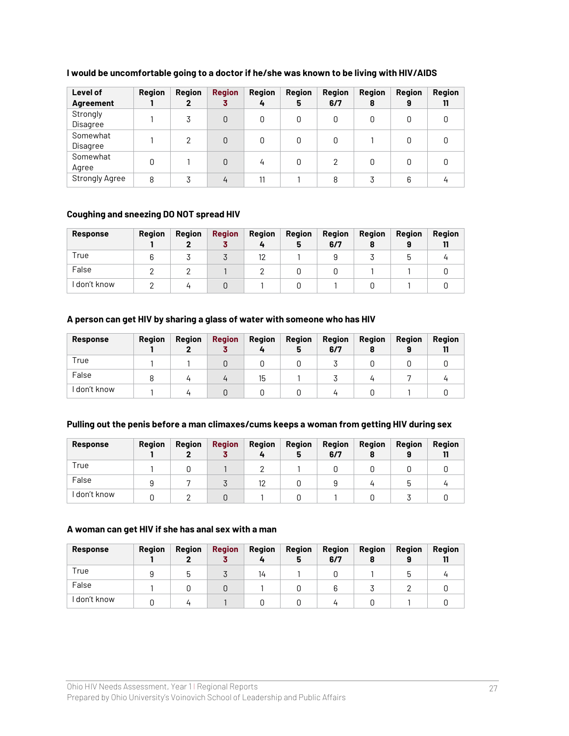**I would be uncomfortable going to a doctor if he/she was known to be living with HIV/AIDS**

| Level of Agreement | Region 1 | Region 2 | Region 3 | Region 4 | Region 5 | Region 6/7 | Region 8 | Region 9 | Region 11 |
|---|---|---|---|---|---|---|---|---|---|
| Strongly Disagree | 1 | 3 | 0 | 0 | 0 | 0 | 0 | 0 | 0 |
| Somewhat Disagree | 1 | 2 | 0 | 0 | 0 | 0 | 1 | 0 | 0 |
| Somewhat Agree | 0 | 1 | 0 | 4 | 0 | 2 | 0 | 0 | 0 |
| Strongly Agree | 8 | 3 | 4 | 11 | 1 | 8 | 3 | 6 | 4 |

**Coughing and sneezing DO NOT spread HIV**

| Response | Region 1 | Region 2 | Region 3 | Region 4 | Region 5 | Region 6/7 | Region 8 | Region 9 | Region 11 |
|---|---|---|---|---|---|---|---|---|---|
| True | 6 | 3 | 3 | 12 | 1 | 9 | 3 | 5 | 4 |
| False | 2 | 2 | 1 | 2 | 0 | 0 | 1 | 1 | 0 |
| I don't know | 2 | 4 | 0 | 1 | 0 | 1 | 0 | 1 | 0 |

**A person can get HIV by sharing a glass of water with someone who has HIV**

| Response | Region 1 | Region 2 | Region 3 | Region 4 | Region 5 | Region 6/7 | Region 8 | Region 9 | Region 11 |
|---|---|---|---|---|---|---|---|---|---|
| True | 1 | 1 | 0 | 0 | 0 | 3 | 0 | 0 | 0 |
| False | 8 | 4 | 4 | 15 | 1 | 3 | 4 | 7 | 4 |
| I don't know | 1 | 4 | 0 | 0 | 0 | 4 | 0 | 1 | 0 |

**Pulling out the penis before a man climaxes/cums keeps a woman from getting HIV during sex**

| Response | Region 1 | Region 2 | Region 3 | Region 4 | Region 5 | Region 6/7 | Region 8 | Region 9 | Region 11 |
|---|---|---|---|---|---|---|---|---|---|
| True | 1 | 0 | 1 | 2 | 1 | 0 | 0 | 0 | 0 |
| False | 9 | 7 | 3 | 12 | 0 | 9 | 4 | 5 | 4 |
| I don't know | 0 | 2 | 0 | 1 | 0 | 1 | 0 | 3 | 0 |

**A woman can get HIV if she has anal sex with a man**

| Response | Region 1 | Region 2 | Region 3 | Region 4 | Region 5 | Region 6/7 | Region 8 | Region 9 | Region 11 |
|---|---|---|---|---|---|---|---|---|---|
| True | 9 | 5 | 3 | 14 | 1 | 0 | 1 | 5 | 4 |
| False | 1 | 0 | 0 | 1 | 0 | 6 | 3 | 2 | 0 |
| I don't know | 0 | 4 | 1 | 0 | 0 | 4 | 0 | 1 | 0 |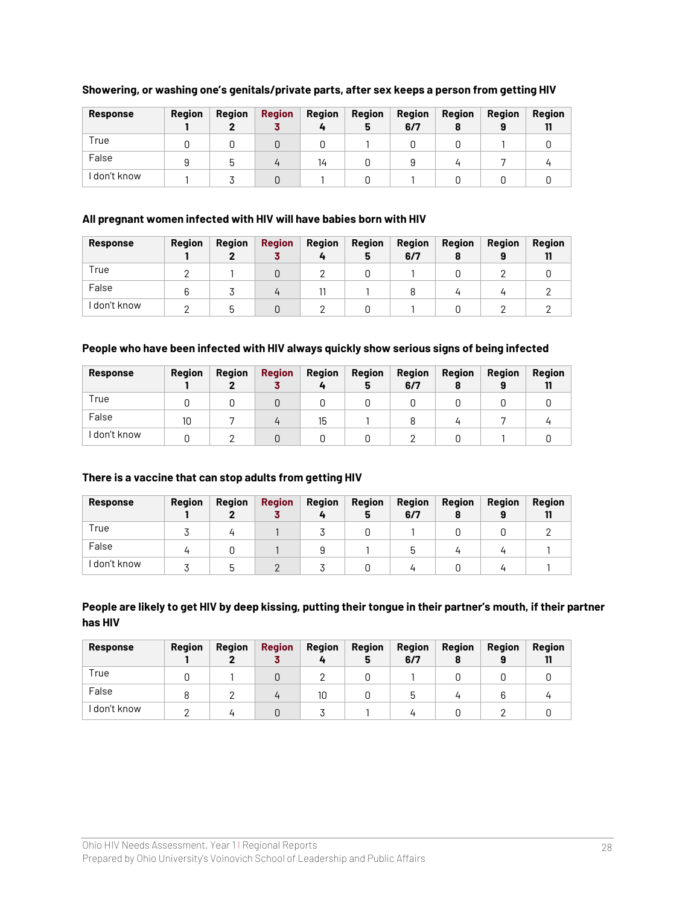**Showering, or washing one's genitals/private parts, after sex keeps a person from getting HIV**

| Response | Region 1 | Region 2 | Region 3 | Region 4 | Region 5 | Region 6/7 | Region 8 | Region 9 | Region 11 |
|---|---|---|---|---|---|---|---|---|---|
| True | 0 | 0 | 0 | 0 | 1 | 0 | 0 | 1 | 0 |
| False | 9 | 5 | 4 | 14 | 0 | 9 | 4 | 7 | 4 |
| I don't know | 1 | 3 | 0 | 1 | 0 | 1 | 0 | 0 | 0 |

**All pregnant women infected with HIV will have babies born with HIV**

| Response | Region 1 | Region 2 | Region 3 | Region 4 | Region 5 | Region 6/7 | Region 8 | Region 9 | Region 11 |
|---|---|---|---|---|---|---|---|---|---|
| True | 2 | 1 | 0 | 2 | 0 | 1 | 0 | 2 | 0 |
| False | 6 | 3 | 4 | 11 | 1 | 8 | 4 | 4 | 2 |
| I don't know | 2 | 5 | 0 | 2 | 0 | 1 | 0 | 2 | 2 |

**People who have been infected with HIV always quickly show serious signs of being infected**

| Response | Region 1 | Region 2 | Region 3 | Region 4 | Region 5 | Region 6/7 | Region 8 | Region 9 | Region 11 |
|---|---|---|---|---|---|---|---|---|---|
| True | 0 | 0 | 0 | 0 | 0 | 0 | 0 | 0 | 0 |
| False | 10 | 7 | 4 | 15 | 1 | 8 | 4 | 7 | 4 |
| I don't know | 0 | 2 | 0 | 0 | 0 | 2 | 0 | 1 | 0 |

**There is a vaccine that can stop adults from getting HIV**

| Response | Region 1 | Region 2 | Region 3 | Region 4 | Region 5 | Region 6/7 | Region 8 | Region 9 | Region 11 |
|---|---|---|---|---|---|---|---|---|---|
| True | 3 | 4 | 1 | 3 | 0 | 1 | 0 | 0 | 2 |
| False | 4 | 0 | 1 | 9 | 1 | 5 | 4 | 4 | 1 |
| I don't know | 3 | 5 | 2 | 3 | 0 | 4 | 0 | 4 | 1 |

**People are likely to get HIV by deep kissing, putting their tongue in their partner's mouth, if their partner has HIV**

| Response | Region 1 | Region 2 | Region 3 | Region 4 | Region 5 | Region 6/7 | Region 8 | Region 9 | Region 11 |
|---|---|---|---|---|---|---|---|---|---|
| True | 0 | 1 | 0 | 2 | 0 | 1 | 0 | 0 | 0 |
| False | 8 | 2 | 4 | 10 | 0 | 5 | 4 | 6 | 4 |
| I don't know | 2 | 4 | 0 | 3 | 1 | 4 | 0 | 2 | 0 |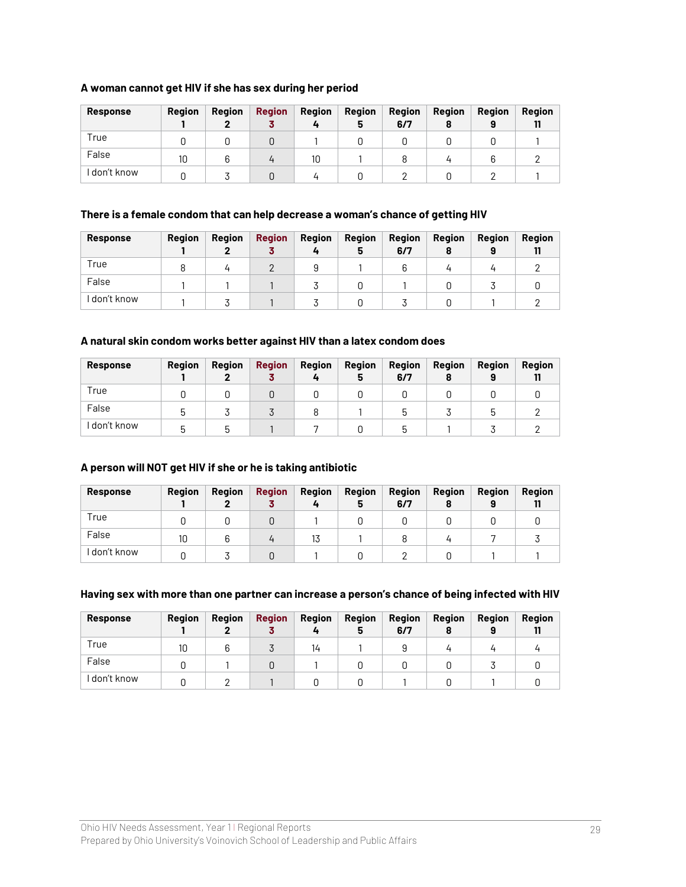**A woman cannot get HIV if she has sex during her period**

| Response | Region 1 | Region 2 | Region 3 | Region 4 | Region 5 | Region 6/7 | Region 8 | Region 9 | Region 11 |
|---|---|---|---|---|---|---|---|---|---|
| True | 0 | 0 | 0 | 1 | 0 | 0 | 0 | 0 | 1 |
| False | 10 | 6 | 4 | 10 | 1 | 8 | 4 | 6 | 2 |
| I don't know | 0 | 3 | 0 | 4 | 0 | 2 | 0 | 2 | 1 |

**There is a female condom that can help decrease a woman's chance of getting HIV**

| Response | Region 1 | Region 2 | Region 3 | Region 4 | Region 5 | Region 6/7 | Region 8 | Region 9 | Region 11 |
|---|---|---|---|---|---|---|---|---|---|
| True | 8 | 4 | 2 | 9 | 1 | 6 | 4 | 4 | 2 |
| False | 1 | 1 | 1 | 3 | 0 | 1 | 0 | 3 | 0 |
| I don't know | 1 | 3 | 1 | 3 | 0 | 3 | 0 | 1 | 2 |

**A natural skin condom works better against HIV than a latex condom does**

| Response | Region 1 | Region 2 | Region 3 | Region 4 | Region 5 | Region 6/7 | Region 8 | Region 9 | Region 11 |
|---|---|---|---|---|---|---|---|---|---|
| True | 0 | 0 | 0 | 0 | 0 | 0 | 0 | 0 | 0 |
| False | 5 | 3 | 3 | 8 | 1 | 5 | 3 | 5 | 2 |
| I don't know | 5 | 5 | 1 | 7 | 0 | 5 | 1 | 3 | 2 |

**A person will NOT get HIV if she or he is taking antibiotic**

| Response | Region 1 | Region 2 | Region 3 | Region 4 | Region 5 | Region 6/7 | Region 8 | Region 9 | Region 11 |
|---|---|---|---|---|---|---|---|---|---|
| True | 0 | 0 | 0 | 1 | 0 | 0 | 0 | 0 | 0 |
| False | 10 | 6 | 4 | 13 | 1 | 8 | 4 | 7 | 3 |
| I don't know | 0 | 3 | 0 | 1 | 0 | 2 | 0 | 1 | 1 |

**Having sex with more than one partner can increase a person's chance of being infected with HIV**

| Response | Region 1 | Region 2 | Region 3 | Region 4 | Region 5 | Region 6/7 | Region 8 | Region 9 | Region 11 |
|---|---|---|---|---|---|---|---|---|---|
| True | 10 | 6 | 3 | 14 | 1 | 9 | 4 | 4 | 4 |
| False | 0 | 1 | 0 | 1 | 0 | 0 | 0 | 3 | 0 |
| I don't know | 0 | 2 | 1 | 0 | 0 | 1 | 0 | 1 | 0 |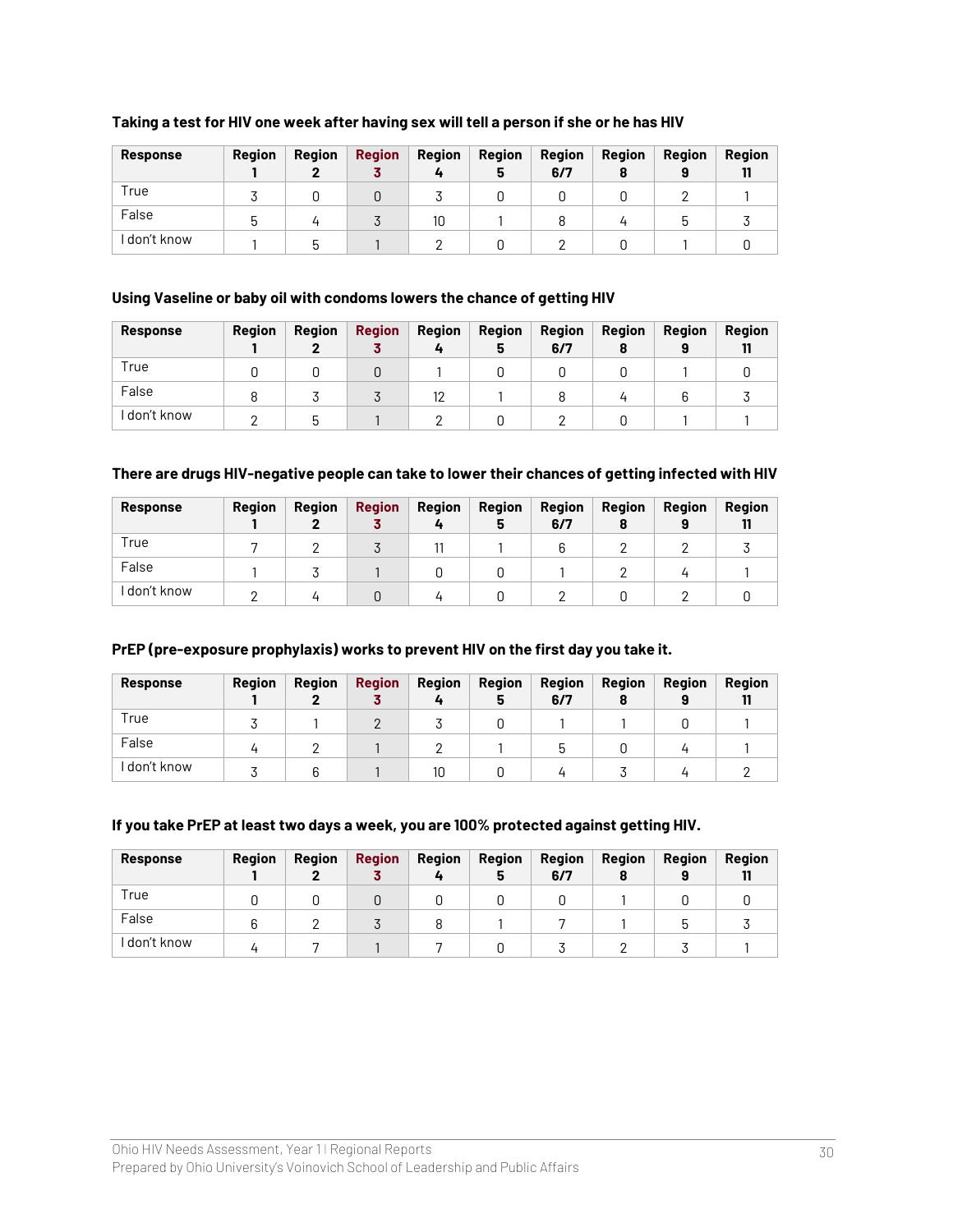**Taking a test for HIV one week after having sex will tell a person if she or he has HIV**

| Response | Region 1 | Region 2 | Region 3 | Region 4 | Region 5 | Region 6/7 | Region 8 | Region 9 | Region 11 |
|---|---|---|---|---|---|---|---|---|---|
| True | 3 | 0 | 0 | 3 | 0 | 0 | 0 | 2 | 1 |
| False | 5 | 4 | 3 | 10 | 1 | 8 | 4 | 5 | 3 |
| I don't know | 1 | 5 | 1 | 2 | 0 | 2 | 0 | 1 | 0 |

**Using Vaseline or baby oil with condoms lowers the chance of getting HIV**

| Response | Region 1 | Region 2 | Region 3 | Region 4 | Region 5 | Region 6/7 | Region 8 | Region 9 | Region 11 |
|---|---|---|---|---|---|---|---|---|---|
| True | 0 | 0 | 0 | 1 | 0 | 0 | 0 | 1 | 0 |
| False | 8 | 3 | 3 | 12 | 1 | 8 | 4 | 6 | 3 |
| I don't know | 2 | 5 | 1 | 2 | 0 | 2 | 0 | 1 | 1 |

**There are drugs HIV-negative people can take to lower their chances of getting infected with HIV**

| Response | Region 1 | Region 2 | Region 3 | Region 4 | Region 5 | Region 6/7 | Region 8 | Region 9 | Region 11 |
|---|---|---|---|---|---|---|---|---|---|
| True | 7 | 2 | 3 | 11 | 1 | 6 | 2 | 2 | 3 |
| False | 1 | 3 | 1 | 0 | 0 | 1 | 2 | 4 | 1 |
| I don't know | 2 | 4 | 0 | 4 | 0 | 2 | 0 | 2 | 0 |

**PrEP (pre-exposure prophylaxis) works to prevent HIV on the first day you take it.**

| Response | Region 1 | Region 2 | Region 3 | Region 4 | Region 5 | Region 6/7 | Region 8 | Region 9 | Region 11 |
|---|---|---|---|---|---|---|---|---|---|
| True | 3 | 1 | 2 | 3 | 0 | 1 | 1 | 0 | 1 |
| False | 4 | 2 | 1 | 2 | 1 | 5 | 0 | 4 | 1 |
| I don't know | 3 | 6 | 1 | 10 | 0 | 4 | 3 | 4 | 2 |

**If you take PrEP at least two days a week, you are 100% protected against getting HIV.**

| Response | Region 1 | Region 2 | Region 3 | Region 4 | Region 5 | Region 6/7 | Region 8 | Region 9 | Region 11 |
|---|---|---|---|---|---|---|---|---|---|
| True | 0 | 0 | 0 | 0 | 0 | 0 | 1 | 0 | 0 |
| False | 6 | 2 | 3 | 8 | 1 | 7 | 1 | 5 | 3 |
| I don't know | 4 | 7 | 1 | 7 | 0 | 3 | 2 | 3 | 1 |